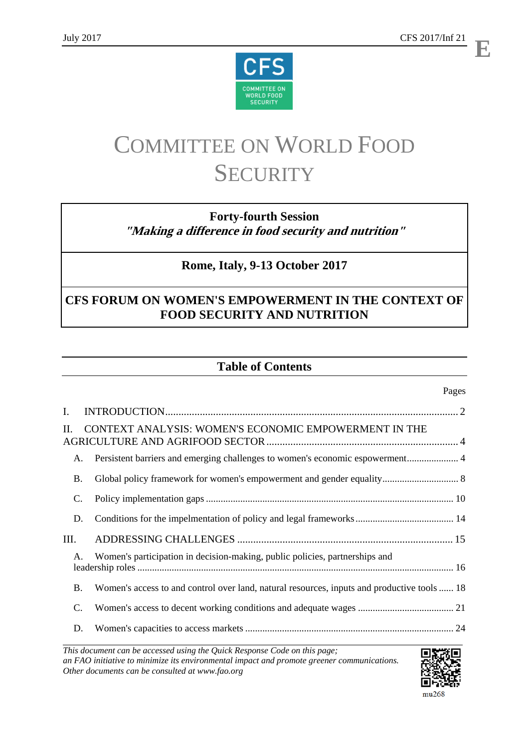# COMMITTEE ON WORLD FOOD SECURITY

**Forty-fourth Session**
***"Making a difference in food security and nutrition"***

**Rome, Italy, 9-13 October 2017**

**CFS FORUM ON WOMEN'S EMPOWERMENT IN THE CONTEXT OF FOOD SECURITY AND NUTRITION**

## Table of Contents

| | | Pages |
|---|---|---|
| I. | INTRODUCTION | 2 |
| II. | CONTEXT ANALYSIS: WOMEN'S ECONOMIC EMPOWERMENT IN THE AGRICULTURE AND AGRIFOOD SECTOR | 4 |
| A. | Persistent barriers and emerging challenges to women's economic espowerment | 4 |
| B. | Global policy framework for women's empowerment and gender equality | 8 |
| C. | Policy implementation gaps | 10 |
| D. | Conditions for the impelmentation of policy and legal frameworks | 14 |
| III. | ADDRESSING CHALLENGES | 15 |
| A. | Women's participation in decision-making, public policies, partnerships and leadership roles | 16 |
| B. | Women's access to and control over land, natural resources, inputs and productive tools | 18 |
| C. | Women's access to decent working conditions and adequate wages | 21 |
| D. | Women's capacities to access markets | 24 |

*This document can be accessed using the Quick Response Code on this page; an FAO initiative to minimize its environmental impact and promote greener communications. Other documents can be consulted at www.fao.org*

mu268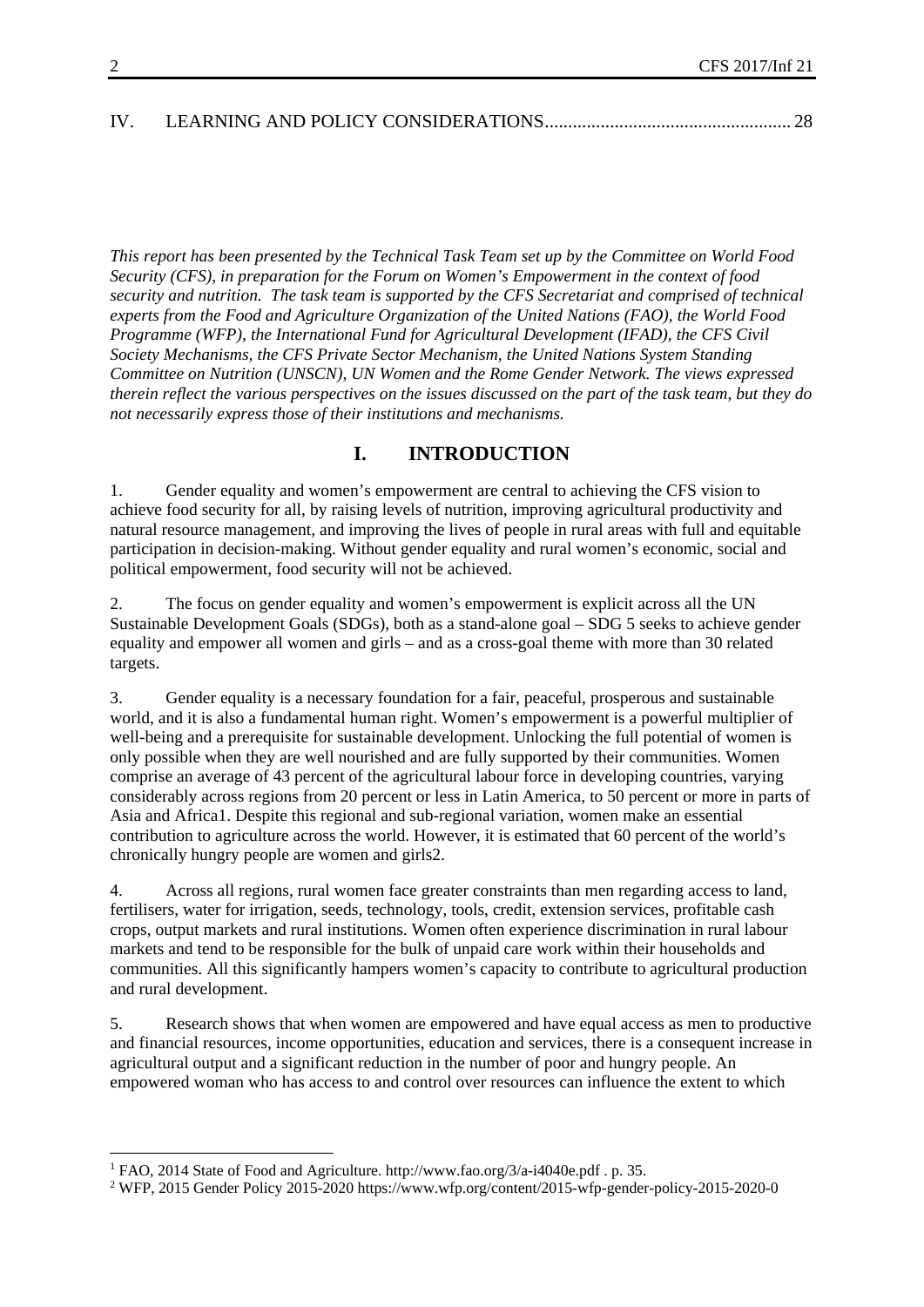IV. LEARNING AND POLICY CONSIDERATIONS.................................................... 28

*This report has been presented by the Technical Task Team set up by the Committee on World Food Security (CFS), in preparation for the Forum on Women's Empowerment in the context of food security and nutrition. The task team is supported by the CFS Secretariat and comprised of technical experts from the Food and Agriculture Organization of the United Nations (FAO), the World Food Programme (WFP), the International Fund for Agricultural Development (IFAD), the CFS Civil Society Mechanisms, the CFS Private Sector Mechanism, the United Nations System Standing Committee on Nutrition (UNSCN), UN Women and the Rome Gender Network. The views expressed therein reflect the various perspectives on the issues discussed on the part of the task team, but they do not necessarily express those of their institutions and mechanisms.*

# I. INTRODUCTION

1. Gender equality and women's empowerment are central to achieving the CFS vision to achieve food security for all, by raising levels of nutrition, improving agricultural productivity and natural resource management, and improving the lives of people in rural areas with full and equitable participation in decision-making. Without gender equality and rural women's economic, social and political empowerment, food security will not be achieved.

2. The focus on gender equality and women's empowerment is explicit across all the UN Sustainable Development Goals (SDGs), both as a stand-alone goal – SDG 5 seeks to achieve gender equality and empower all women and girls – and as a cross-goal theme with more than 30 related targets.

3. Gender equality is a necessary foundation for a fair, peaceful, prosperous and sustainable world, and it is also a fundamental human right. Women's empowerment is a powerful multiplier of well-being and a prerequisite for sustainable development. Unlocking the full potential of women is only possible when they are well nourished and are fully supported by their communities. Women comprise an average of 43 percent of the agricultural labour force in developing countries, varying considerably across regions from 20 percent or less in Latin America, to 50 percent or more in parts of Asia and Africa[1]. Despite this regional and sub-regional variation, women make an essential contribution to agriculture across the world. However, it is estimated that 60 percent of the world's chronically hungry people are women and girls[2].

4. Across all regions, rural women face greater constraints than men regarding access to land, fertilisers, water for irrigation, seeds, technology, tools, credit, extension services, profitable cash crops, output markets and rural institutions. Women often experience discrimination in rural labour markets and tend to be responsible for the bulk of unpaid care work within their households and communities. All this significantly hampers women's capacity to contribute to agricultural production and rural development.

5. Research shows that when women are empowered and have equal access as men to productive and financial resources, income opportunities, education and services, there is a consequent increase in agricultural output and a significant reduction in the number of poor and hungry people. An empowered woman who has access to and control over resources can influence the extent to which

---

[1] FAO, 2014 State of Food and Agriculture. http://www.fao.org/3/a-i4040e.pdf . p. 35.

[2] WFP, 2015 Gender Policy 2015-2020 https://www.wfp.org/content/2015-wfp-gender-policy-2015-2020-0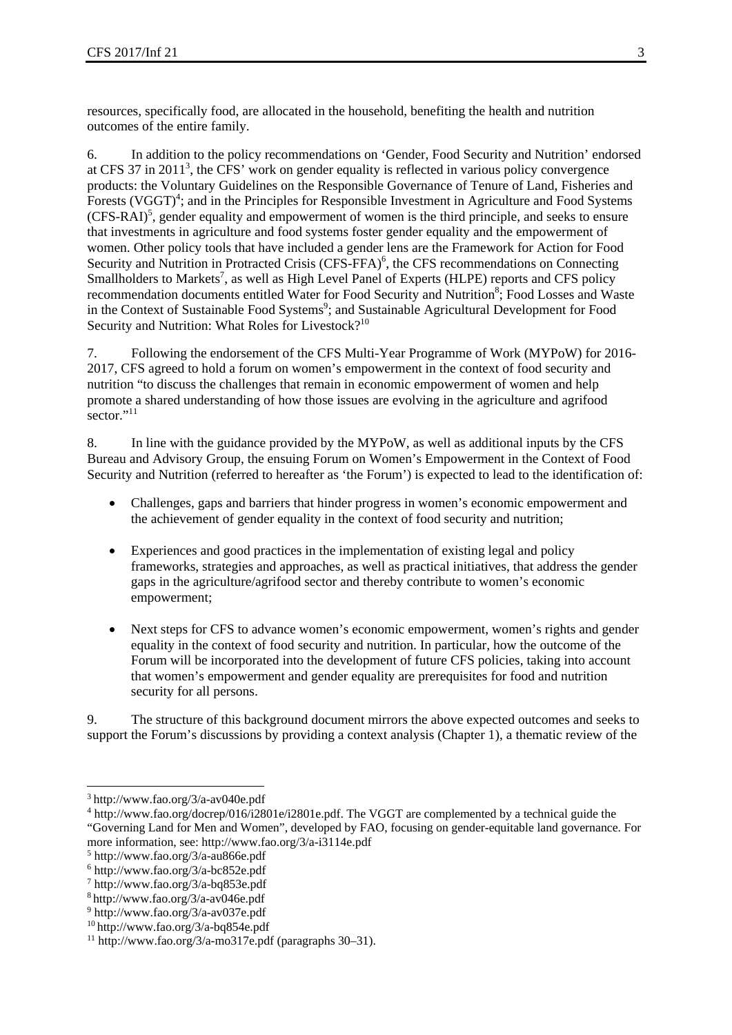resources, specifically food, are allocated in the household, benefiting the health and nutrition outcomes of the entire family.

6. In addition to the policy recommendations on 'Gender, Food Security and Nutrition' endorsed at CFS 37 in 2011[3], the CFS' work on gender equality is reflected in various policy convergence products: the Voluntary Guidelines on the Responsible Governance of Tenure of Land, Fisheries and Forests (VGGT)[4]; and in the Principles for Responsible Investment in Agriculture and Food Systems (CFS-RAI)[5], gender equality and empowerment of women is the third principle, and seeks to ensure that investments in agriculture and food systems foster gender equality and the empowerment of women. Other policy tools that have included a gender lens are the Framework for Action for Food Security and Nutrition in Protracted Crisis (CFS-FFA)[6], the CFS recommendations on Connecting Smallholders to Markets[7], as well as High Level Panel of Experts (HLPE) reports and CFS policy recommendation documents entitled Water for Food Security and Nutrition[8]; Food Losses and Waste in the Context of Sustainable Food Systems[9]; and Sustainable Agricultural Development for Food Security and Nutrition: What Roles for Livestock?[10]

7. Following the endorsement of the CFS Multi-Year Programme of Work (MYPoW) for 2016-2017, CFS agreed to hold a forum on women's empowerment in the context of food security and nutrition "to discuss the challenges that remain in economic empowerment of women and help promote a shared understanding of how those issues are evolving in the agriculture and agrifood sector."[11]

8. In line with the guidance provided by the MYPoW, as well as additional inputs by the CFS Bureau and Advisory Group, the ensuing Forum on Women's Empowerment in the Context of Food Security and Nutrition (referred to hereafter as 'the Forum') is expected to lead to the identification of:

- Challenges, gaps and barriers that hinder progress in women's economic empowerment and the achievement of gender equality in the context of food security and nutrition;
- Experiences and good practices in the implementation of existing legal and policy frameworks, strategies and approaches, as well as practical initiatives, that address the gender gaps in the agriculture/agrifood sector and thereby contribute to women's economic empowerment;
- Next steps for CFS to advance women's economic empowerment, women's rights and gender equality in the context of food security and nutrition. In particular, how the outcome of the Forum will be incorporated into the development of future CFS policies, taking into account that women's empowerment and gender equality are prerequisites for food and nutrition security for all persons.

9. The structure of this background document mirrors the above expected outcomes and seeks to support the Forum's discussions by providing a context analysis (Chapter 1), a thematic review of the

---

[3] http://www.fao.org/3/a-av040e.pdf

[4] http://www.fao.org/docrep/016/i2801e/i2801e.pdf. The VGGT are complemented by a technical guide the "Governing Land for Men and Women", developed by FAO, focusing on gender-equitable land governance. For more information, see: http://www.fao.org/3/a-i3114e.pdf

[5] http://www.fao.org/3/a-au866e.pdf

[6] http://www.fao.org/3/a-bc852e.pdf

[7] http://www.fao.org/3/a-bq853e.pdf

[8] http://www.fao.org/3/a-av046e.pdf

[9] http://www.fao.org/3/a-av037e.pdf

[10] http://www.fao.org/3/a-bq854e.pdf

[11] http://www.fao.org/3/a-mo317e.pdf (paragraphs 30–31).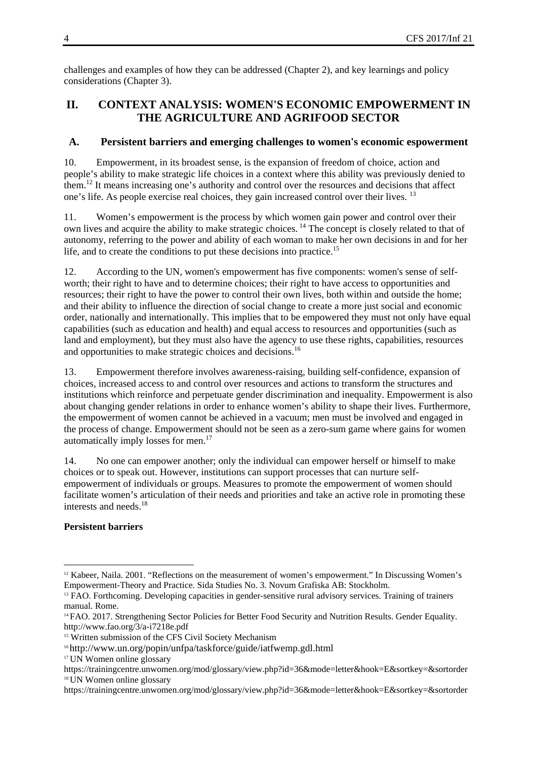challenges and examples of how they can be addressed (Chapter 2), and key learnings and policy considerations (Chapter 3).

## II. CONTEXT ANALYSIS: WOMEN'S ECONOMIC EMPOWERMENT IN THE AGRICULTURE AND AGRIFOOD SECTOR

### A. Persistent barriers and emerging challenges to women's economic espowerment

10. Empowerment, in its broadest sense, is the expansion of freedom of choice, action and people's ability to make strategic life choices in a context where this ability was previously denied to them.[12] It means increasing one's authority and control over the resources and decisions that affect one's life. As people exercise real choices, they gain increased control over their lives. [13]

11. Women's empowerment is the process by which women gain power and control over their own lives and acquire the ability to make strategic choices. [14] The concept is closely related to that of autonomy, referring to the power and ability of each woman to make her own decisions in and for her life, and to create the conditions to put these decisions into practice.[15]

12. According to the UN, women's empowerment has five components: women's sense of self-worth; their right to have and to determine choices; their right to have access to opportunities and resources; their right to have the power to control their own lives, both within and outside the home; and their ability to influence the direction of social change to create a more just social and economic order, nationally and internationally. This implies that to be empowered they must not only have equal capabilities (such as education and health) and equal access to resources and opportunities (such as land and employment), but they must also have the agency to use these rights, capabilities, resources and opportunities to make strategic choices and decisions.[16]

13. Empowerment therefore involves awareness-raising, building self-confidence, expansion of choices, increased access to and control over resources and actions to transform the structures and institutions which reinforce and perpetuate gender discrimination and inequality. Empowerment is also about changing gender relations in order to enhance women's ability to shape their lives. Furthermore, the empowerment of women cannot be achieved in a vacuum; men must be involved and engaged in the process of change. Empowerment should not be seen as a zero-sum game where gains for women automatically imply losses for men.[17]

14. No one can empower another; only the individual can empower herself or himself to make choices or to speak out. However, institutions can support processes that can nurture self-empowerment of individuals or groups. Measures to promote the empowerment of women should facilitate women's articulation of their needs and priorities and take an active role in promoting these interests and needs.[18]

**Persistent barriers**

---

[12] Kabeer, Naila. 2001. "Reflections on the measurement of women's empowerment." In Discussing Women's Empowerment-Theory and Practice. Sida Studies No. 3. Novum Grafiska AB: Stockholm.

[13] FAO. Forthcoming. Developing capacities in gender-sensitive rural advisory services. Training of trainers manual. Rome.

[14] FAO. 2017. Strengthening Sector Policies for Better Food Security and Nutrition Results. Gender Equality. http://www.fao.org/3/a-i7218e.pdf

[15] Written submission of the CFS Civil Society Mechanism

[16] http://www.un.org/popin/unfpa/taskforce/guide/iatfwemp.gdl.html

[17] UN Women online glossary https://trainingcentre.unwomen.org/mod/glossary/view.php?id=36&mode=letter&hook=E&sortkey=&sortorder

[18] UN Women online glossary https://trainingcentre.unwomen.org/mod/glossary/view.php?id=36&mode=letter&hook=E&sortkey=&sortorder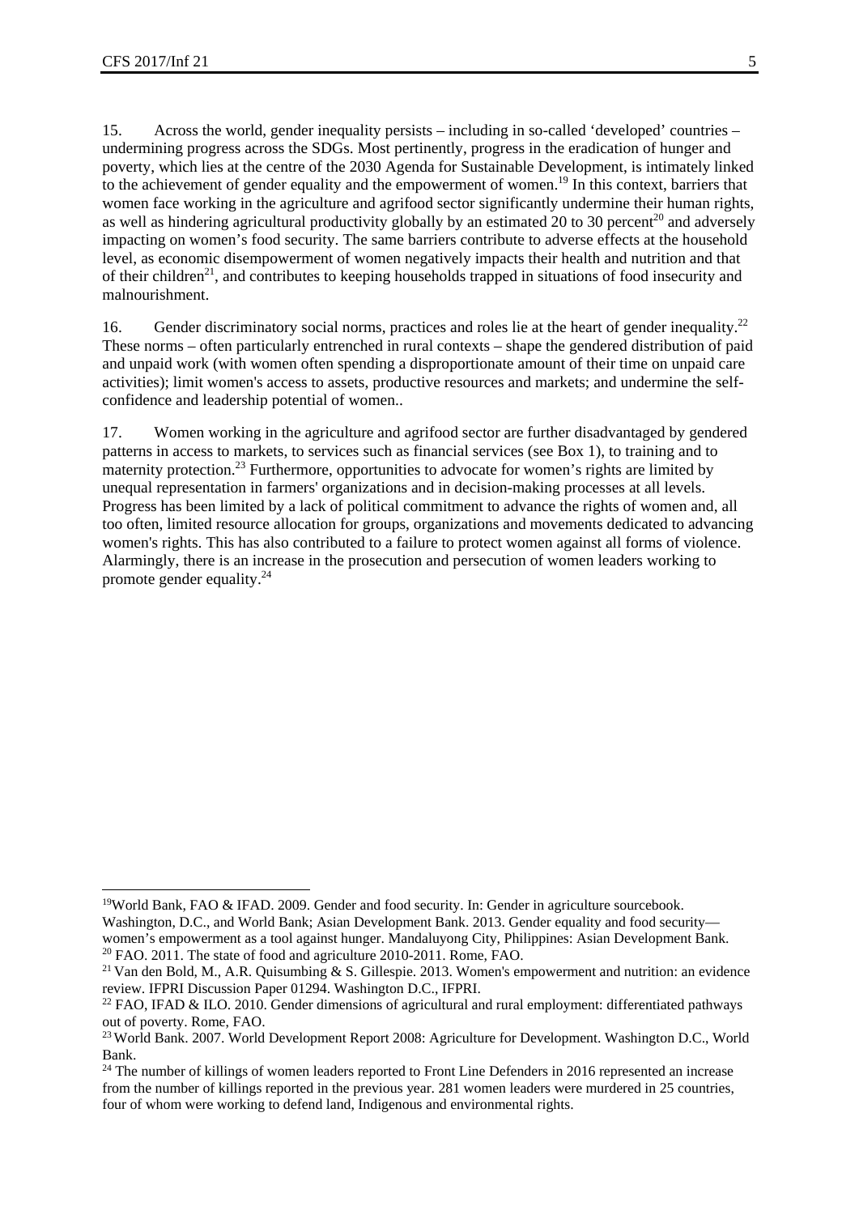15. Across the world, gender inequality persists – including in so-called 'developed' countries – undermining progress across the SDGs. Most pertinently, progress in the eradication of hunger and poverty, which lies at the centre of the 2030 Agenda for Sustainable Development, is intimately linked to the achievement of gender equality and the empowerment of women.[19] In this context, barriers that women face working in the agriculture and agrifood sector significantly undermine their human rights, as well as hindering agricultural productivity globally by an estimated 20 to 30 percent[20] and adversely impacting on women's food security. The same barriers contribute to adverse effects at the household level, as economic disempowerment of women negatively impacts their health and nutrition and that of their children[21], and contributes to keeping households trapped in situations of food insecurity and malnourishment.

16. Gender discriminatory social norms, practices and roles lie at the heart of gender inequality.[22] These norms – often particularly entrenched in rural contexts – shape the gendered distribution of paid and unpaid work (with women often spending a disproportionate amount of their time on unpaid care activities); limit women's access to assets, productive resources and markets; and undermine the self-confidence and leadership potential of women..

17. Women working in the agriculture and agrifood sector are further disadvantaged by gendered patterns in access to markets, to services such as financial services (see Box 1), to training and to maternity protection.[23] Furthermore, opportunities to advocate for women's rights are limited by unequal representation in farmers' organizations and in decision-making processes at all levels. Progress has been limited by a lack of political commitment to advance the rights of women and, all too often, limited resource allocation for groups, organizations and movements dedicated to advancing women's rights. This has also contributed to a failure to protect women against all forms of violence. Alarmingly, there is an increase in the prosecution and persecution of women leaders working to promote gender equality.[24]

---

[19] World Bank, FAO & IFAD. 2009. Gender and food security. In: Gender in agriculture sourcebook. Washington, D.C., and World Bank; Asian Development Bank. 2013. Gender equality and food security—women's empowerment as a tool against hunger. Mandaluyong City, Philippines: Asian Development Bank.

[20] FAO. 2011. The state of food and agriculture 2010-2011. Rome, FAO.

[21] Van den Bold, M., A.R. Quisumbing & S. Gillespie. 2013. Women's empowerment and nutrition: an evidence review. IFPRI Discussion Paper 01294. Washington D.C., IFPRI.

[22] FAO, IFAD & ILO. 2010. Gender dimensions of agricultural and rural employment: differentiated pathways out of poverty. Rome, FAO.

[23] World Bank. 2007. World Development Report 2008: Agriculture for Development. Washington D.C., World Bank.

[24] The number of killings of women leaders reported to Front Line Defenders in 2016 represented an increase from the number of killings reported in the previous year. 281 women leaders were murdered in 25 countries, four of whom were working to defend land, Indigenous and environmental rights.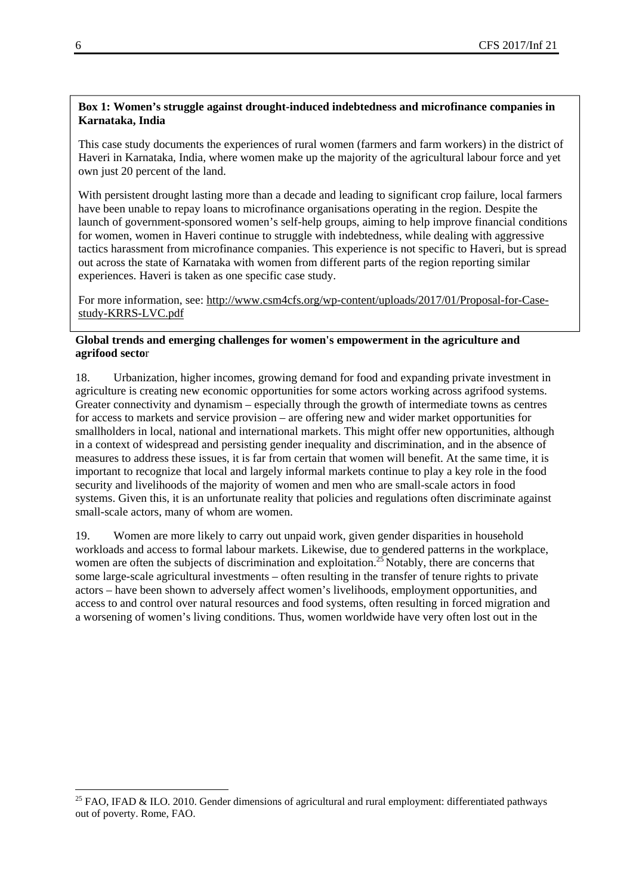**Box 1: Women's struggle against drought-induced indebtedness and microfinance companies in Karnataka, India**

This case study documents the experiences of rural women (farmers and farm workers) in the district of Haveri in Karnataka, India, where women make up the majority of the agricultural labour force and yet own just 20 percent of the land.

With persistent drought lasting more than a decade and leading to significant crop failure, local farmers have been unable to repay loans to microfinance organisations operating in the region. Despite the launch of government-sponsored women's self-help groups, aiming to help improve financial conditions for women, women in Haveri continue to struggle with indebtedness, while dealing with aggressive tactics harassment from microfinance companies. This experience is not specific to Haveri, but is spread out across the state of Karnataka with women from different parts of the region reporting similar experiences. Haveri is taken as one specific case study.

For more information, see: http://www.csm4cfs.org/wp-content/uploads/2017/01/Proposal-for-Case-study-KRRS-LVC.pdf

**Global trends and emerging challenges for women's empowerment in the agriculture and agrifood sector**

18. Urbanization, higher incomes, growing demand for food and expanding private investment in agriculture is creating new economic opportunities for some actors working across agrifood systems. Greater connectivity and dynamism – especially through the growth of intermediate towns as centres for access to markets and service provision – are offering new and wider market opportunities for smallholders in local, national and international markets. This might offer new opportunities, although in a context of widespread and persisting gender inequality and discrimination, and in the absence of measures to address these issues, it is far from certain that women will benefit. At the same time, it is important to recognize that local and largely informal markets continue to play a key role in the food security and livelihoods of the majority of women and men who are small-scale actors in food systems. Given this, it is an unfortunate reality that policies and regulations often discriminate against small-scale actors, many of whom are women.

19. Women are more likely to carry out unpaid work, given gender disparities in household workloads and access to formal labour markets. Likewise, due to gendered patterns in the workplace, women are often the subjects of discrimination and exploitation.[25] Notably, there are concerns that some large-scale agricultural investments – often resulting in the transfer of tenure rights to private actors – have been shown to adversely affect women's livelihoods, employment opportunities, and access to and control over natural resources and food systems, often resulting in forced migration and a worsening of women's living conditions. Thus, women worldwide have very often lost out in the

[25] FAO, IFAD & ILO. 2010. Gender dimensions of agricultural and rural employment: differentiated pathways out of poverty. Rome, FAO.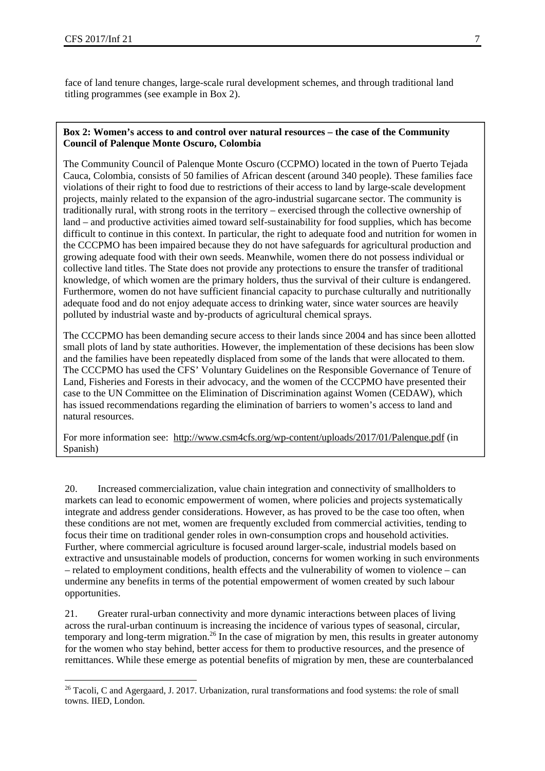face of land tenure changes, large-scale rural development schemes, and through traditional land titling programmes (see example in Box 2).

**Box 2: Women's access to and control over natural resources – the case of the Community Council of Palenque Monte Oscuro, Colombia**

The Community Council of Palenque Monte Oscuro (CCPMO) located in the town of Puerto Tejada Cauca, Colombia, consists of 50 families of African descent (around 340 people). These families face violations of their right to food due to restrictions of their access to land by large-scale development projects, mainly related to the expansion of the agro-industrial sugarcane sector. The community is traditionally rural, with strong roots in the territory – exercised through the collective ownership of land – and productive activities aimed toward self-sustainability for food supplies, which has become difficult to continue in this context. In particular, the right to adequate food and nutrition for women in the CCCPMO has been impaired because they do not have safeguards for agricultural production and growing adequate food with their own seeds. Meanwhile, women there do not possess individual or collective land titles. The State does not provide any protections to ensure the transfer of traditional knowledge, of which women are the primary holders, thus the survival of their culture is endangered. Furthermore, women do not have sufficient financial capacity to purchase culturally and nutritionally adequate food and do not enjoy adequate access to drinking water, since water sources are heavily polluted by industrial waste and by-products of agricultural chemical sprays.

The CCCPMO has been demanding secure access to their lands since 2004 and has since been allotted small plots of land by state authorities. However, the implementation of these decisions has been slow and the families have been repeatedly displaced from some of the lands that were allocated to them. The CCCPMO has used the CFS' Voluntary Guidelines on the Responsible Governance of Tenure of Land, Fisheries and Forests in their advocacy, and the women of the CCCPMO have presented their case to the UN Committee on the Elimination of Discrimination against Women (CEDAW), which has issued recommendations regarding the elimination of barriers to women's access to land and natural resources.

For more information see: http://www.csm4cfs.org/wp-content/uploads/2017/01/Palenque.pdf (in Spanish)

20. Increased commercialization, value chain integration and connectivity of smallholders to markets can lead to economic empowerment of women, where policies and projects systematically integrate and address gender considerations. However, as has proved to be the case too often, when these conditions are not met, women are frequently excluded from commercial activities, tending to focus their time on traditional gender roles in own-consumption crops and household activities. Further, where commercial agriculture is focused around larger-scale, industrial models based on extractive and unsustainable models of production, concerns for women working in such environments – related to employment conditions, health effects and the vulnerability of women to violence – can undermine any benefits in terms of the potential empowerment of women created by such labour opportunities.

21. Greater rural-urban connectivity and more dynamic interactions between places of living across the rural-urban continuum is increasing the incidence of various types of seasonal, circular, temporary and long-term migration.[26] In the case of migration by men, this results in greater autonomy for the women who stay behind, better access for them to productive resources, and the presence of remittances. While these emerge as potential benefits of migration by men, these are counterbalanced

[26] Tacoli, C and Agergaard, J. 2017. Urbanization, rural transformations and food systems: the role of small towns. IIED, London.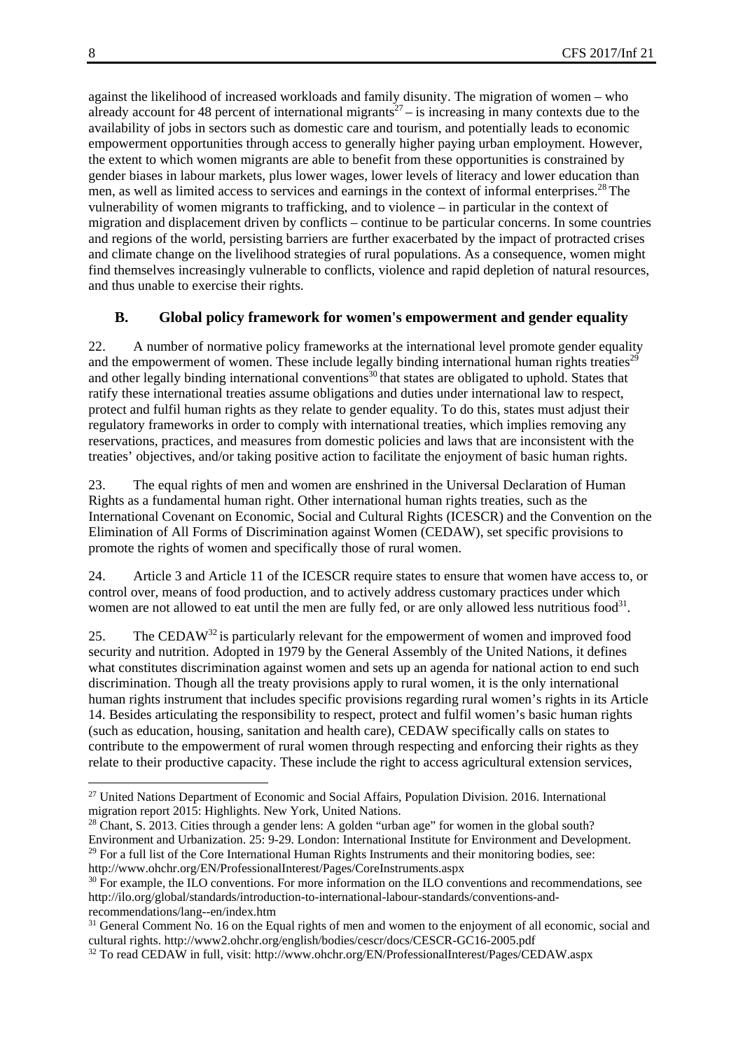against the likelihood of increased workloads and family disunity. The migration of women – who already account for 48 percent of international migrants[27] – is increasing in many contexts due to the availability of jobs in sectors such as domestic care and tourism, and potentially leads to economic empowerment opportunities through access to generally higher paying urban employment. However, the extent to which women migrants are able to benefit from these opportunities is constrained by gender biases in labour markets, plus lower wages, lower levels of literacy and lower education than men, as well as limited access to services and earnings in the context of informal enterprises.[28] The vulnerability of women migrants to trafficking, and to violence – in particular in the context of migration and displacement driven by conflicts – continue to be particular concerns. In some countries and regions of the world, persisting barriers are further exacerbated by the impact of protracted crises and climate change on the livelihood strategies of rural populations. As a consequence, women might find themselves increasingly vulnerable to conflicts, violence and rapid depletion of natural resources, and thus unable to exercise their rights.

## B. Global policy framework for women's empowerment and gender equality

22. A number of normative policy frameworks at the international level promote gender equality and the empowerment of women. These include legally binding international human rights treaties[29] and other legally binding international conventions[30] that states are obligated to uphold. States that ratify these international treaties assume obligations and duties under international law to respect, protect and fulfil human rights as they relate to gender equality. To do this, states must adjust their regulatory frameworks in order to comply with international treaties, which implies removing any reservations, practices, and measures from domestic policies and laws that are inconsistent with the treaties' objectives, and/or taking positive action to facilitate the enjoyment of basic human rights.

23. The equal rights of men and women are enshrined in the Universal Declaration of Human Rights as a fundamental human right. Other international human rights treaties, such as the International Covenant on Economic, Social and Cultural Rights (ICESCR) and the Convention on the Elimination of All Forms of Discrimination against Women (CEDAW), set specific provisions to promote the rights of women and specifically those of rural women.

24. Article 3 and Article 11 of the ICESCR require states to ensure that women have access to, or control over, means of food production, and to actively address customary practices under which women are not allowed to eat until the men are fully fed, or are only allowed less nutritious food[31].

25. The CEDAW[32] is particularly relevant for the empowerment of women and improved food security and nutrition. Adopted in 1979 by the General Assembly of the United Nations, it defines what constitutes discrimination against women and sets up an agenda for national action to end such discrimination. Though all the treaty provisions apply to rural women, it is the only international human rights instrument that includes specific provisions regarding rural women's rights in its Article 14. Besides articulating the responsibility to respect, protect and fulfil women's basic human rights (such as education, housing, sanitation and health care), CEDAW specifically calls on states to contribute to the empowerment of rural women through respecting and enforcing their rights as they relate to their productive capacity. These include the right to access agricultural extension services,

---

[27] United Nations Department of Economic and Social Affairs, Population Division. 2016. International migration report 2015: Highlights. New York, United Nations.

[28] Chant, S. 2013. Cities through a gender lens: A golden "urban age" for women in the global south? Environment and Urbanization. 25: 9-29. London: International Institute for Environment and Development.

[29] For a full list of the Core International Human Rights Instruments and their monitoring bodies, see: http://www.ohchr.org/EN/ProfessionalInterest/Pages/CoreInstruments.aspx

[30] For example, the ILO conventions. For more information on the ILO conventions and recommendations, see http://ilo.org/global/standards/introduction-to-international-labour-standards/conventions-and-recommendations/lang--en/index.htm

[31] General Comment No. 16 on the Equal rights of men and women to the enjoyment of all economic, social and cultural rights. http://www2.ohchr.org/english/bodies/cescr/docs/CESCR-GC16-2005.pdf

[32] To read CEDAW in full, visit: http://www.ohchr.org/EN/ProfessionalInterest/Pages/CEDAW.aspx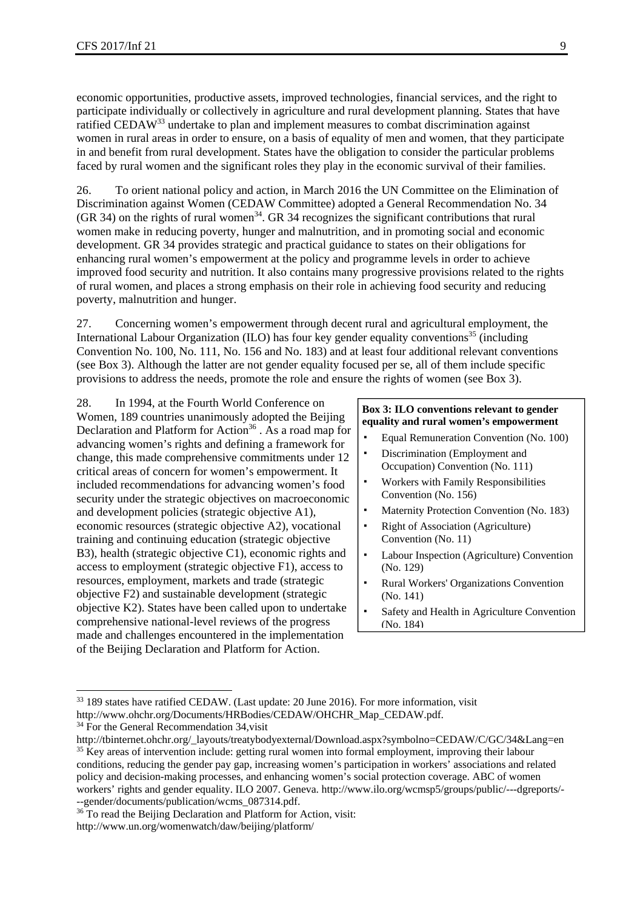economic opportunities, productive assets, improved technologies, financial services, and the right to participate individually or collectively in agriculture and rural development planning. States that have ratified CEDAW[33] undertake to plan and implement measures to combat discrimination against women in rural areas in order to ensure, on a basis of equality of men and women, that they participate in and benefit from rural development. States have the obligation to consider the particular problems faced by rural women and the significant roles they play in the economic survival of their families.

26. To orient national policy and action, in March 2016 the UN Committee on the Elimination of Discrimination against Women (CEDAW Committee) adopted a General Recommendation No. 34 (GR 34) on the rights of rural women[34]. GR 34 recognizes the significant contributions that rural women make in reducing poverty, hunger and malnutrition, and in promoting social and economic development. GR 34 provides strategic and practical guidance to states on their obligations for enhancing rural women's empowerment at the policy and programme levels in order to achieve improved food security and nutrition. It also contains many progressive provisions related to the rights of rural women, and places a strong emphasis on their role in achieving food security and reducing poverty, malnutrition and hunger.

27. Concerning women's empowerment through decent rural and agricultural employment, the International Labour Organization (ILO) has four key gender equality conventions[35] (including Convention No. 100, No. 111, No. 156 and No. 183) and at least four additional relevant conventions (see Box 3). Although the latter are not gender equality focused per se, all of them include specific provisions to address the needs, promote the role and ensure the rights of women (see Box 3).

28. In 1994, at the Fourth World Conference on Women, 189 countries unanimously adopted the Beijing Declaration and Platform for Action[36]. As a road map for advancing women's rights and defining a framework for change, this made comprehensive commitments under 12 critical areas of concern for women's empowerment. It included recommendations for advancing women's food security under the strategic objectives on macroeconomic and development policies (strategic objective A1), economic resources (strategic objective A2), vocational training and continuing education (strategic objective B3), health (strategic objective C1), economic rights and access to employment (strategic objective F1), access to resources, employment, markets and trade (strategic objective F2) and sustainable development (strategic objective K2). States have been called upon to undertake comprehensive national-level reviews of the progress made and challenges encountered in the implementation of the Beijing Declaration and Platform for Action.

**Box 3: ILO conventions relevant to gender equality and rural women's empowerment**

- Equal Remuneration Convention (No. 100)
- Discrimination (Employment and Occupation) Convention (No. 111)
- Workers with Family Responsibilities Convention (No. 156)
- Maternity Protection Convention (No. 183)
- Right of Association (Agriculture) Convention (No. 11)
- Labour Inspection (Agriculture) Convention (No. 129)
- Rural Workers' Organizations Convention (No. 141)
- Safety and Health in Agriculture Convention (No. 184)

---

[33] 189 states have ratified CEDAW. (Last update: 20 June 2016). For more information, visit http://www.ohchr.org/Documents/HRBodies/CEDAW/OHCHR_Map_CEDAW.pdf.

[34] For the General Recommendation 34,visit http://tbinternet.ohchr.org/_layouts/treatybodyexternal/Download.aspx?symbolno=CEDAW/C/GC/34&Lang=en

[35] Key areas of intervention include: getting rural women into formal employment, improving their labour conditions, reducing the gender pay gap, increasing women's participation in workers' associations and related policy and decision-making processes, and enhancing women's social protection coverage. ABC of women workers' rights and gender equality. ILO 2007. Geneva. http://www.ilo.org/wcmsp5/groups/public/---dgreports/---gender/documents/publication/wcms_087314.pdf.

[36] To read the Beijing Declaration and Platform for Action, visit: http://www.un.org/womenwatch/daw/beijing/platform/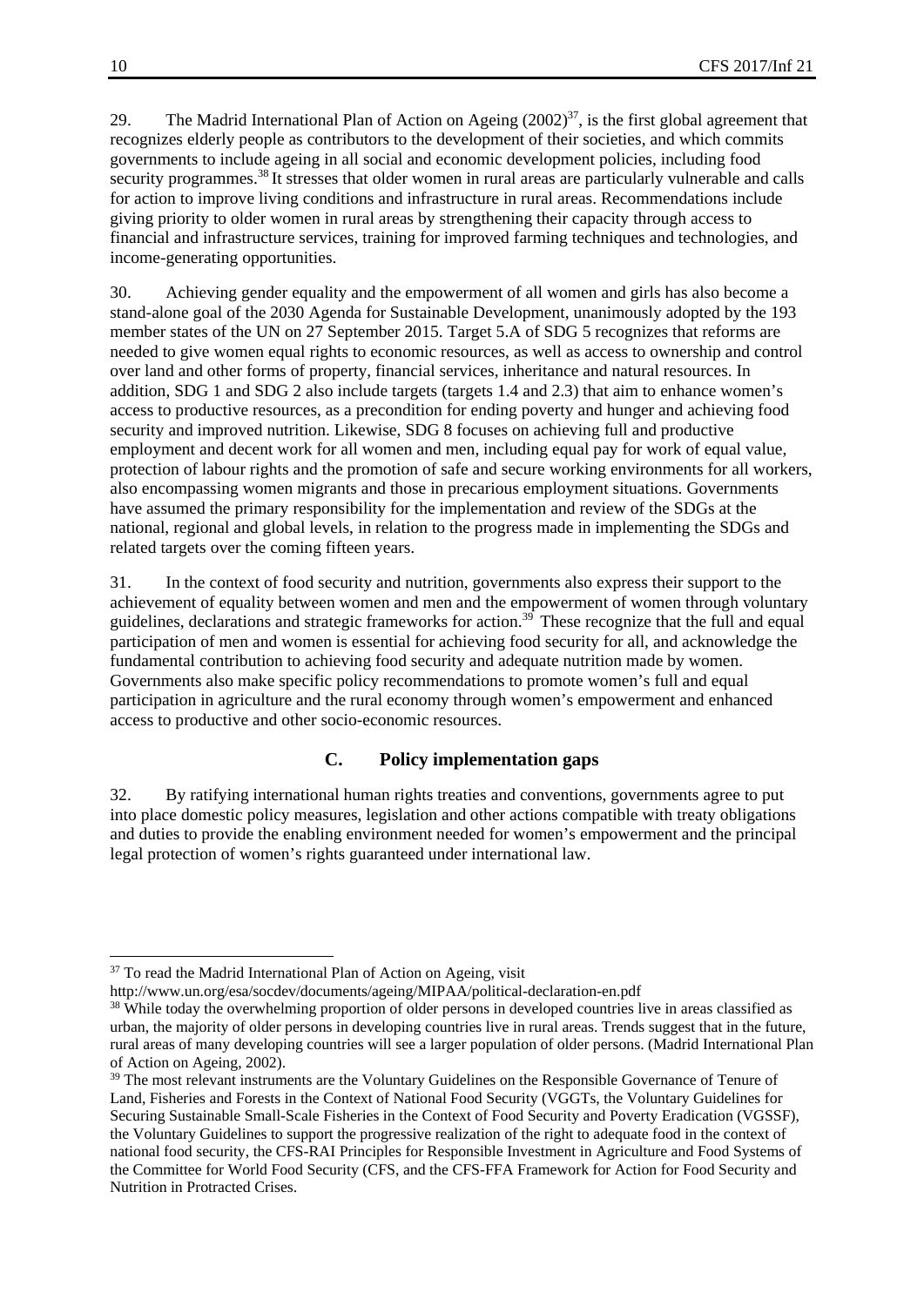29. The Madrid International Plan of Action on Ageing (2002)[37], is the first global agreement that recognizes elderly people as contributors to the development of their societies, and which commits governments to include ageing in all social and economic development policies, including food security programmes.[38] It stresses that older women in rural areas are particularly vulnerable and calls for action to improve living conditions and infrastructure in rural areas. Recommendations include giving priority to older women in rural areas by strengthening their capacity through access to financial and infrastructure services, training for improved farming techniques and technologies, and income-generating opportunities.

30. Achieving gender equality and the empowerment of all women and girls has also become a stand-alone goal of the 2030 Agenda for Sustainable Development, unanimously adopted by the 193 member states of the UN on 27 September 2015. Target 5.A of SDG 5 recognizes that reforms are needed to give women equal rights to economic resources, as well as access to ownership and control over land and other forms of property, financial services, inheritance and natural resources. In addition, SDG 1 and SDG 2 also include targets (targets 1.4 and 2.3) that aim to enhance women's access to productive resources, as a precondition for ending poverty and hunger and achieving food security and improved nutrition. Likewise, SDG 8 focuses on achieving full and productive employment and decent work for all women and men, including equal pay for work of equal value, protection of labour rights and the promotion of safe and secure working environments for all workers, also encompassing women migrants and those in precarious employment situations. Governments have assumed the primary responsibility for the implementation and review of the SDGs at the national, regional and global levels, in relation to the progress made in implementing the SDGs and related targets over the coming fifteen years.

31. In the context of food security and nutrition, governments also express their support to the achievement of equality between women and men and the empowerment of women through voluntary guidelines, declarations and strategic frameworks for action.[39] These recognize that the full and equal participation of men and women is essential for achieving food security for all, and acknowledge the fundamental contribution to achieving food security and adequate nutrition made by women. Governments also make specific policy recommendations to promote women's full and equal participation in agriculture and the rural economy through women's empowerment and enhanced access to productive and other socio-economic resources.

## C. Policy implementation gaps

32. By ratifying international human rights treaties and conventions, governments agree to put into place domestic policy measures, legislation and other actions compatible with treaty obligations and duties to provide the enabling environment needed for women's empowerment and the principal legal protection of women's rights guaranteed under international law.

---

[37] To read the Madrid International Plan of Action on Ageing, visit http://www.un.org/esa/socdev/documents/ageing/MIPAA/political-declaration-en.pdf

[38] While today the overwhelming proportion of older persons in developed countries live in areas classified as urban, the majority of older persons in developing countries live in rural areas. Trends suggest that in the future, rural areas of many developing countries will see a larger population of older persons. (Madrid International Plan of Action on Ageing, 2002).

[39] The most relevant instruments are the Voluntary Guidelines on the Responsible Governance of Tenure of Land, Fisheries and Forests in the Context of National Food Security (VGGTs, the Voluntary Guidelines for Securing Sustainable Small-Scale Fisheries in the Context of Food Security and Poverty Eradication (VGSSF), the Voluntary Guidelines to support the progressive realization of the right to adequate food in the context of national food security, the CFS-RAI Principles for Responsible Investment in Agriculture and Food Systems of the Committee for World Food Security (CFS, and the CFS-FFA Framework for Action for Food Security and Nutrition in Protracted Crises.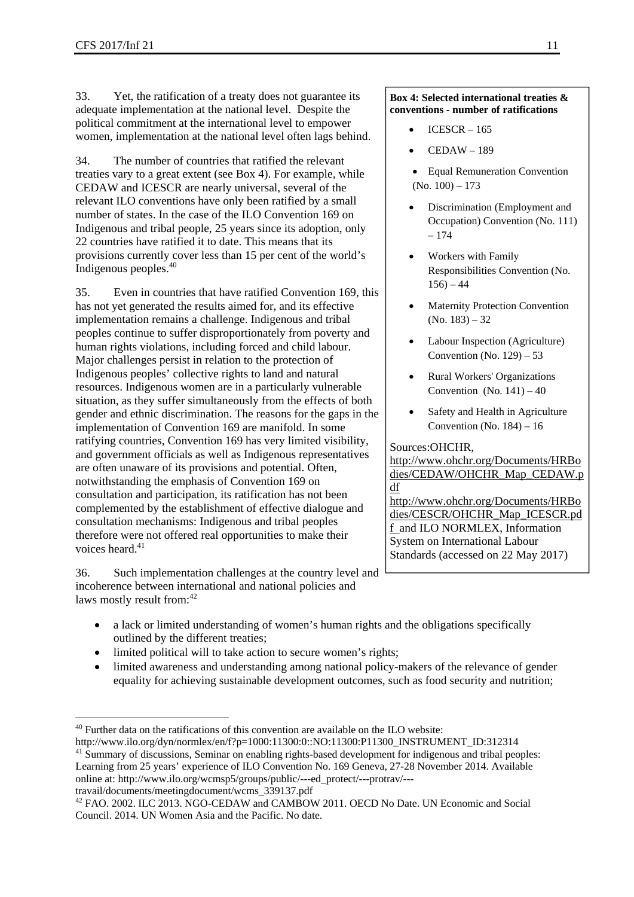33. Yet, the ratification of a treaty does not guarantee its adequate implementation at the national level. Despite the political commitment at the international level to empower women, implementation at the national level often lags behind.

34. The number of countries that ratified the relevant treaties vary to a great extent (see Box 4). For example, while CEDAW and ICESCR are nearly universal, several of the relevant ILO conventions have only been ratified by a small number of states. In the case of the ILO Convention 169 on Indigenous and tribal people, 25 years since its adoption, only 22 countries have ratified it to date. This means that its provisions currently cover less than 15 per cent of the world's Indigenous peoples.[40]

35. Even in countries that have ratified Convention 169, this has not yet generated the results aimed for, and its effective implementation remains a challenge. Indigenous and tribal peoples continue to suffer disproportionately from poverty and human rights violations, including forced and child labour. Major challenges persist in relation to the protection of Indigenous peoples' collective rights to land and natural resources. Indigenous women are in a particularly vulnerable situation, as they suffer simultaneously from the effects of both gender and ethnic discrimination. The reasons for the gaps in the implementation of Convention 169 are manifold. In some ratifying countries, Convention 169 has very limited visibility, and government officials as well as Indigenous representatives are often unaware of its provisions and potential. Often, notwithstanding the emphasis of Convention 169 on consultation and participation, its ratification has not been complemented by the establishment of effective dialogue and consultation mechanisms: Indigenous and tribal peoples therefore were not offered real opportunities to make their voices heard.[41]

36. Such implementation challenges at the country level and incoherence between international and national policies and laws mostly result from:[42]

- a lack or limited understanding of women's human rights and the obligations specifically outlined by the different treaties;
- limited political will to take action to secure women's rights;
- limited awareness and understanding among national policy-makers of the relevance of gender equality for achieving sustainable development outcomes, such as food security and nutrition;

> **Box 4: Selected international treaties & conventions - number of ratifications**
>
> - ICESCR – 165
> - CEDAW – 189
> - Equal Remuneration Convention (No. 100) – 173
> - Discrimination (Employment and Occupation) Convention (No. 111) – 174
> - Workers with Family Responsibilities Convention (No. 156) – 44
> - Maternity Protection Convention (No. 183) – 32
> - Labour Inspection (Agriculture) Convention (No. 129) – 53
> - Rural Workers' Organizations Convention (No. 141) – 40
> - Safety and Health in Agriculture Convention (No. 184) – 16
>
> Sources:OHCHR, http://www.ohchr.org/Documents/HRBodies/CEDAW/OHCHR_Map_CEDAW.pdf http://www.ohchr.org/Documents/HRBodies/CESCR/OHCHR_Map_ICESCR.pdf and ILO NORMLEX, Information System on International Labour Standards (accessed on 22 May 2017)

---

[40] Further data on the ratifications of this convention are available on the ILO website: http://www.ilo.org/dyn/normlex/en/f?p=1000:11300:0::NO:11300:P11300_INSTRUMENT_ID:312314

[41] Summary of discussions, Seminar on enabling rights-based development for indigenous and tribal peoples: Learning from 25 years' experience of ILO Convention No. 169 Geneva, 27-28 November 2014. Available online at: http://www.ilo.org/wcmsp5/groups/public/---ed_protect/---protrav/---travail/documents/meetingdocument/wcms_339137.pdf

[42] FAO. 2002. ILC 2013. NGO-CEDAW and CAMBOW 2011. OECD No Date. UN Economic and Social Council. 2014. UN Women Asia and the Pacific. No date.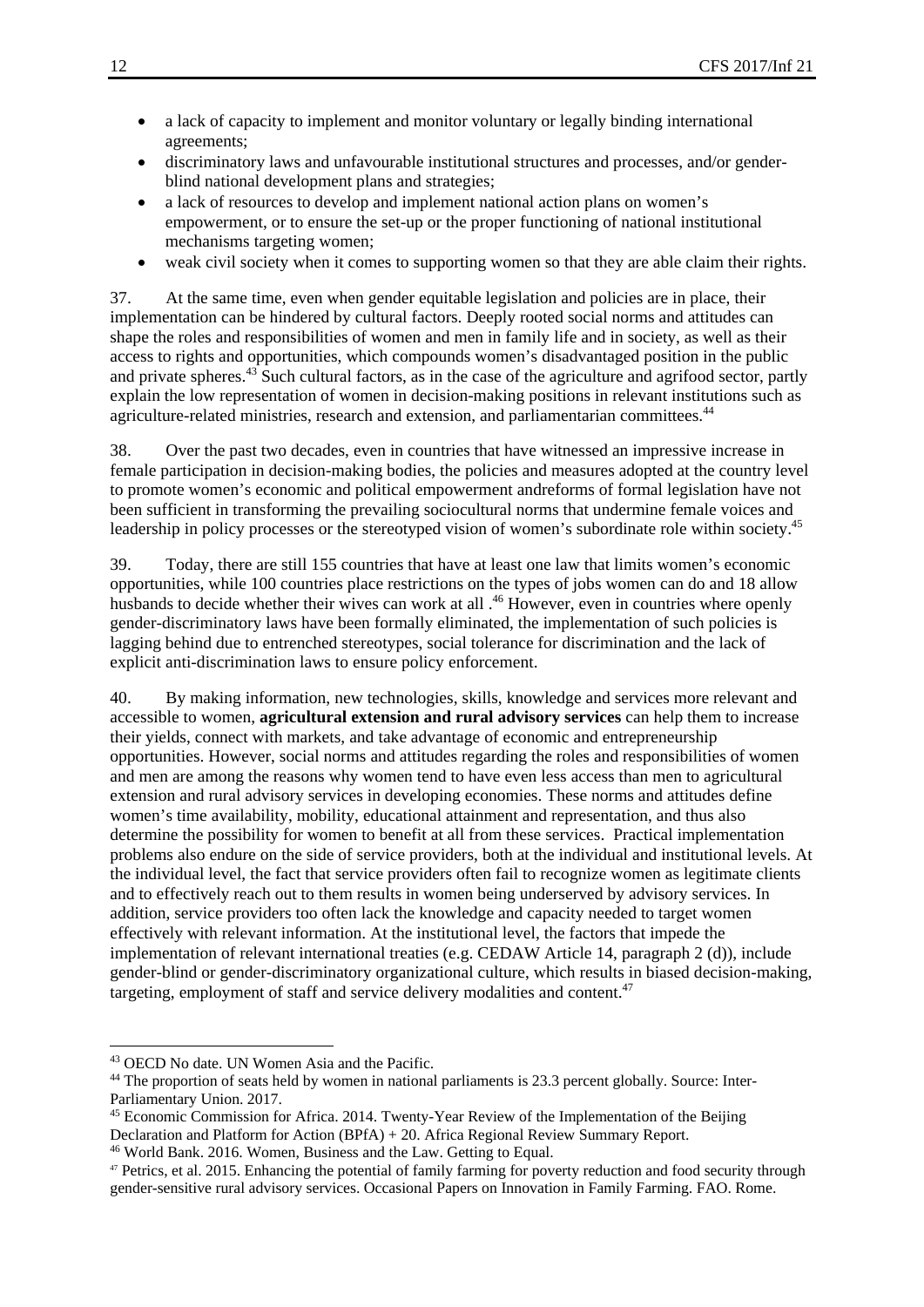- a lack of capacity to implement and monitor voluntary or legally binding international agreements;
- discriminatory laws and unfavourable institutional structures and processes, and/or gender-blind national development plans and strategies;
- a lack of resources to develop and implement national action plans on women's empowerment, or to ensure the set-up or the proper functioning of national institutional mechanisms targeting women;
- weak civil society when it comes to supporting women so that they are able claim their rights.

37. At the same time, even when gender equitable legislation and policies are in place, their implementation can be hindered by cultural factors. Deeply rooted social norms and attitudes can shape the roles and responsibilities of women and men in family life and in society, as well as their access to rights and opportunities, which compounds women's disadvantaged position in the public and private spheres.[43] Such cultural factors, as in the case of the agriculture and agrifood sector, partly explain the low representation of women in decision-making positions in relevant institutions such as agriculture-related ministries, research and extension, and parliamentarian committees.[44]

38. Over the past two decades, even in countries that have witnessed an impressive increase in female participation in decision-making bodies, the policies and measures adopted at the country level to promote women's economic and political empowerment andreforms of formal legislation have not been sufficient in transforming the prevailing sociocultural norms that undermine female voices and leadership in policy processes or the stereotyped vision of women's subordinate role within society.[45]

39. Today, there are still 155 countries that have at least one law that limits women's economic opportunities, while 100 countries place restrictions on the types of jobs women can do and 18 allow husbands to decide whether their wives can work at all .[46] However, even in countries where openly gender-discriminatory laws have been formally eliminated, the implementation of such policies is lagging behind due to entrenched stereotypes, social tolerance for discrimination and the lack of explicit anti-discrimination laws to ensure policy enforcement.

40. By making information, new technologies, skills, knowledge and services more relevant and accessible to women, **agricultural extension and rural advisory services** can help them to increase their yields, connect with markets, and take advantage of economic and entrepreneurship opportunities. However, social norms and attitudes regarding the roles and responsibilities of women and men are among the reasons why women tend to have even less access than men to agricultural extension and rural advisory services in developing economies. These norms and attitudes define women's time availability, mobility, educational attainment and representation, and thus also determine the possibility for women to benefit at all from these services. Practical implementation problems also endure on the side of service providers, both at the individual and institutional levels. At the individual level, the fact that service providers often fail to recognize women as legitimate clients and to effectively reach out to them results in women being underserved by advisory services. In addition, service providers too often lack the knowledge and capacity needed to target women effectively with relevant information. At the institutional level, the factors that impede the implementation of relevant international treaties (e.g. CEDAW Article 14, paragraph 2 (d)), include gender-blind or gender-discriminatory organizational culture, which results in biased decision-making, targeting, employment of staff and service delivery modalities and content.[47]

---

[43] OECD No date. UN Women Asia and the Pacific.

[44] The proportion of seats held by women in national parliaments is 23.3 percent globally. Source: Inter-Parliamentary Union. 2017.

[45] Economic Commission for Africa. 2014. Twenty-Year Review of the Implementation of the Beijing Declaration and Platform for Action (BPfA) + 20. Africa Regional Review Summary Report.

[46] World Bank. 2016. Women, Business and the Law. Getting to Equal.

[47] Petrics, et al. 2015. Enhancing the potential of family farming for poverty reduction and food security through gender-sensitive rural advisory services. Occasional Papers on Innovation in Family Farming. FAO. Rome.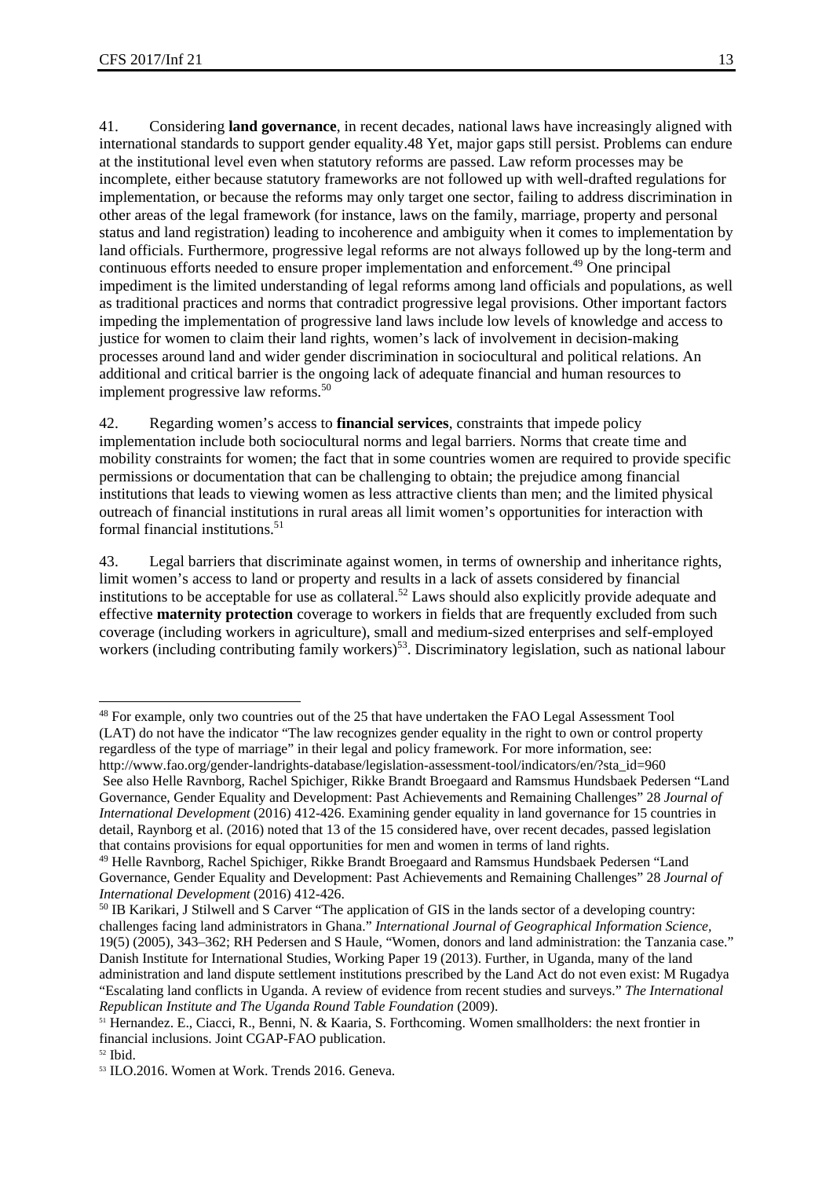41. Considering **land governance**, in recent decades, national laws have increasingly aligned with international standards to support gender equality.48 Yet, major gaps still persist. Problems can endure at the institutional level even when statutory reforms are passed. Law reform processes may be incomplete, either because statutory frameworks are not followed up with well-drafted regulations for implementation, or because the reforms may only target one sector, failing to address discrimination in other areas of the legal framework (for instance, laws on the family, marriage, property and personal status and land registration) leading to incoherence and ambiguity when it comes to implementation by land officials. Furthermore, progressive legal reforms are not always followed up by the long-term and continuous efforts needed to ensure proper implementation and enforcement.[49] One principal impediment is the limited understanding of legal reforms among land officials and populations, as well as traditional practices and norms that contradict progressive legal provisions. Other important factors impeding the implementation of progressive land laws include low levels of knowledge and access to justice for women to claim their land rights, women's lack of involvement in decision-making processes around land and wider gender discrimination in sociocultural and political relations. An additional and critical barrier is the ongoing lack of adequate financial and human resources to implement progressive law reforms.[50]

42. Regarding women's access to **financial services**, constraints that impede policy implementation include both sociocultural norms and legal barriers. Norms that create time and mobility constraints for women; the fact that in some countries women are required to provide specific permissions or documentation that can be challenging to obtain; the prejudice among financial institutions that leads to viewing women as less attractive clients than men; and the limited physical outreach of financial institutions in rural areas all limit women's opportunities for interaction with formal financial institutions.[51]

43. Legal barriers that discriminate against women, in terms of ownership and inheritance rights, limit women's access to land or property and results in a lack of assets considered by financial institutions to be acceptable for use as collateral.[52] Laws should also explicitly provide adequate and effective **maternity protection** coverage to workers in fields that are frequently excluded from such coverage (including workers in agriculture), small and medium-sized enterprises and self-employed workers (including contributing family workers)[53]. Discriminatory legislation, such as national labour

---

[48] For example, only two countries out of the 25 that have undertaken the FAO Legal Assessment Tool (LAT) do not have the indicator "The law recognizes gender equality in the right to own or control property regardless of the type of marriage" in their legal and policy framework. For more information, see: http://www.fao.org/gender-landrights-database/legislation-assessment-tool/indicators/en/?sta_id=960
See also Helle Ravnborg, Rachel Spichiger, Rikke Brandt Broegaard and Ramsmus Hundsbaek Pedersen "Land Governance, Gender Equality and Development: Past Achievements and Remaining Challenges" 28 *Journal of International Development* (2016) 412-426. Examining gender equality in land governance for 15 countries in detail, Raynborg et al. (2016) noted that 13 of the 15 considered have, over recent decades, passed legislation that contains provisions for equal opportunities for men and women in terms of land rights.

[49] Helle Ravnborg, Rachel Spichiger, Rikke Brandt Broegaard and Ramsmus Hundsbaek Pedersen "Land Governance, Gender Equality and Development: Past Achievements and Remaining Challenges" 28 *Journal of International Development* (2016) 412-426.

[50] IB Karikari, J Stilwell and S Carver "The application of GIS in the lands sector of a developing country: challenges facing land administrators in Ghana." *International Journal of Geographical Information Science*, 19(5) (2005), 343–362; RH Pedersen and S Haule, "Women, donors and land administration: the Tanzania case." Danish Institute for International Studies, Working Paper 19 (2013). Further, in Uganda, many of the land administration and land dispute settlement institutions prescribed by the Land Act do not even exist: M Rugadya "Escalating land conflicts in Uganda. A review of evidence from recent studies and surveys." *The International Republican Institute and The Uganda Round Table Foundation* (2009).

[51] Hernandez. E., Ciacci, R., Benni, N. & Kaaria, S. Forthcoming. Women smallholders: the next frontier in financial inclusions. Joint CGAP-FAO publication.

[52] Ibid.

[53] ILO.2016. Women at Work. Trends 2016. Geneva.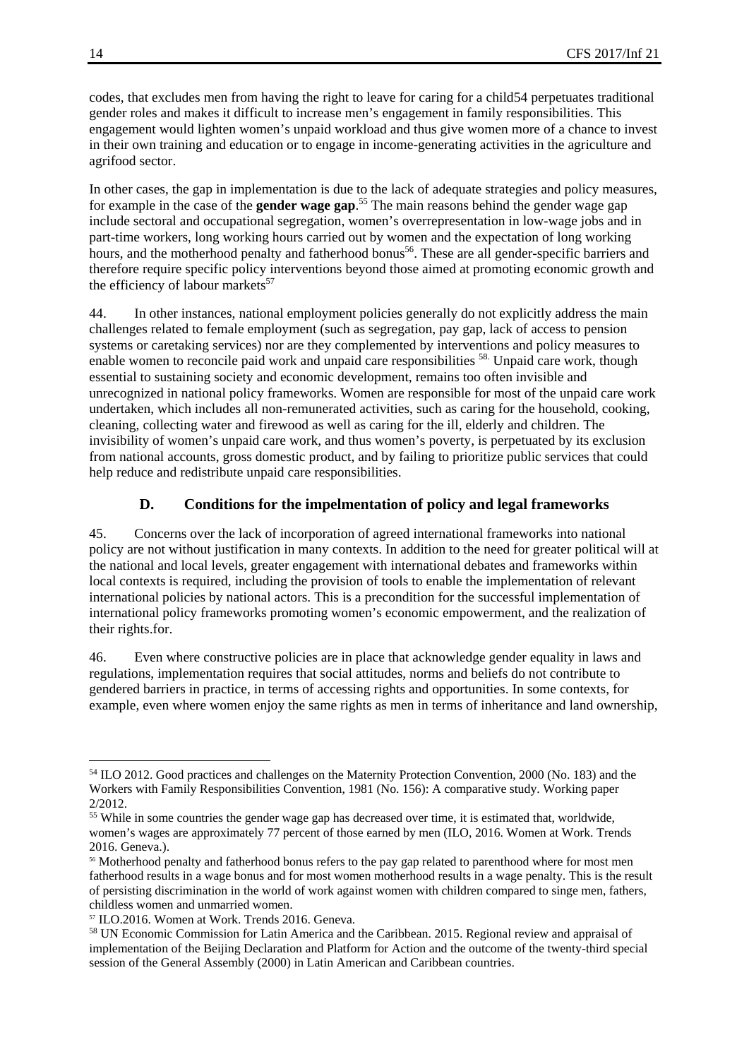codes, that excludes men from having the right to leave for caring for a child54 perpetuates traditional gender roles and makes it difficult to increase men's engagement in family responsibilities. This engagement would lighten women's unpaid workload and thus give women more of a chance to invest in their own training and education or to engage in income-generating activities in the agriculture and agrifood sector.

In other cases, the gap in implementation is due to the lack of adequate strategies and policy measures, for example in the case of the **gender wage gap**.[55] The main reasons behind the gender wage gap include sectoral and occupational segregation, women's overrepresentation in low-wage jobs and in part-time workers, long working hours carried out by women and the expectation of long working hours, and the motherhood penalty and fatherhood bonus[56]. These are all gender-specific barriers and therefore require specific policy interventions beyond those aimed at promoting economic growth and the efficiency of labour markets[57]

44. In other instances, national employment policies generally do not explicitly address the main challenges related to female employment (such as segregation, pay gap, lack of access to pension systems or caretaking services) nor are they complemented by interventions and policy measures to enable women to reconcile paid work and unpaid care responsibilities [58]. Unpaid care work, though essential to sustaining society and economic development, remains too often invisible and unrecognized in national policy frameworks. Women are responsible for most of the unpaid care work undertaken, which includes all non-remunerated activities, such as caring for the household, cooking, cleaning, collecting water and firewood as well as caring for the ill, elderly and children. The invisibility of women's unpaid care work, and thus women's poverty, is perpetuated by its exclusion from national accounts, gross domestic product, and by failing to prioritize public services that could help reduce and redistribute unpaid care responsibilities.

### D. Conditions for the impelmentation of policy and legal frameworks

45. Concerns over the lack of incorporation of agreed international frameworks into national policy are not without justification in many contexts. In addition to the need for greater political will at the national and local levels, greater engagement with international debates and frameworks within local contexts is required, including the provision of tools to enable the implementation of relevant international policies by national actors. This is a precondition for the successful implementation of international policy frameworks promoting women's economic empowerment, and the realization of their rights.for.

46. Even where constructive policies are in place that acknowledge gender equality in laws and regulations, implementation requires that social attitudes, norms and beliefs do not contribute to gendered barriers in practice, in terms of accessing rights and opportunities. In some contexts, for example, even where women enjoy the same rights as men in terms of inheritance and land ownership,

---

[54] ILO 2012. Good practices and challenges on the Maternity Protection Convention, 2000 (No. 183) and the Workers with Family Responsibilities Convention, 1981 (No. 156): A comparative study. Working paper 2/2012.

[55] While in some countries the gender wage gap has decreased over time, it is estimated that, worldwide, women's wages are approximately 77 percent of those earned by men (ILO, 2016. Women at Work. Trends 2016. Geneva.).

[56] Motherhood penalty and fatherhood bonus refers to the pay gap related to parenthood where for most men fatherhood results in a wage bonus and for most women motherhood results in a wage penalty. This is the result of persisting discrimination in the world of work against women with children compared to singe men, fathers, childless women and unmarried women.

[57] ILO.2016. Women at Work. Trends 2016. Geneva.

[58] UN Economic Commission for Latin America and the Caribbean. 2015. Regional review and appraisal of implementation of the Beijing Declaration and Platform for Action and the outcome of the twenty-third special session of the General Assembly (2000) in Latin American and Caribbean countries.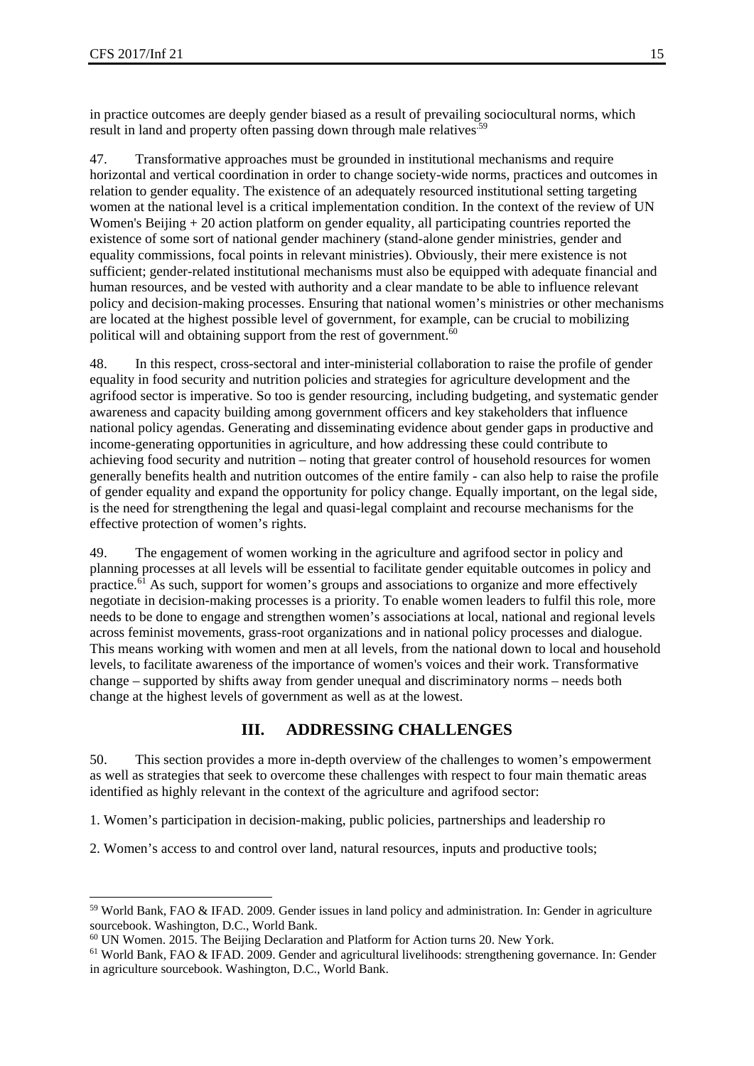in practice outcomes are deeply gender biased as a result of prevailing sociocultural norms, which result in land and property often passing down through male relatives[59]

47. Transformative approaches must be grounded in institutional mechanisms and require horizontal and vertical coordination in order to change society-wide norms, practices and outcomes in relation to gender equality. The existence of an adequately resourced institutional setting targeting women at the national level is a critical implementation condition. In the context of the review of UN Women's Beijing + 20 action platform on gender equality, all participating countries reported the existence of some sort of national gender machinery (stand-alone gender ministries, gender and equality commissions, focal points in relevant ministries). Obviously, their mere existence is not sufficient; gender-related institutional mechanisms must also be equipped with adequate financial and human resources, and be vested with authority and a clear mandate to be able to influence relevant policy and decision-making processes. Ensuring that national women's ministries or other mechanisms are located at the highest possible level of government, for example, can be crucial to mobilizing political will and obtaining support from the rest of government.[60]

48. In this respect, cross-sectoral and inter-ministerial collaboration to raise the profile of gender equality in food security and nutrition policies and strategies for agriculture development and the agrifood sector is imperative. So too is gender resourcing, including budgeting, and systematic gender awareness and capacity building among government officers and key stakeholders that influence national policy agendas. Generating and disseminating evidence about gender gaps in productive and income-generating opportunities in agriculture, and how addressing these could contribute to achieving food security and nutrition – noting that greater control of household resources for women generally benefits health and nutrition outcomes of the entire family - can also help to raise the profile of gender equality and expand the opportunity for policy change. Equally important, on the legal side, is the need for strengthening the legal and quasi-legal complaint and recourse mechanisms for the effective protection of women's rights.

49. The engagement of women working in the agriculture and agrifood sector in policy and planning processes at all levels will be essential to facilitate gender equitable outcomes in policy and practice.[61] As such, support for women's groups and associations to organize and more effectively negotiate in decision-making processes is a priority. To enable women leaders to fulfil this role, more needs to be done to engage and strengthen women's associations at local, national and regional levels across feminist movements, grass-root organizations and in national policy processes and dialogue. This means working with women and men at all levels, from the national down to local and household levels, to facilitate awareness of the importance of women's voices and their work. Transformative change – supported by shifts away from gender unequal and discriminatory norms – needs both change at the highest levels of government as well as at the lowest.

## III. ADDRESSING CHALLENGES

50. This section provides a more in-depth overview of the challenges to women's empowerment as well as strategies that seek to overcome these challenges with respect to four main thematic areas identified as highly relevant in the context of the agriculture and agrifood sector:

1. Women's participation in decision-making, public policies, partnerships and leadership ro

2. Women's access to and control over land, natural resources, inputs and productive tools;

---

[59] World Bank, FAO & IFAD. 2009. Gender issues in land policy and administration. In: Gender in agriculture sourcebook. Washington, D.C., World Bank.

[60] UN Women. 2015. The Beijing Declaration and Platform for Action turns 20. New York.

[61] World Bank, FAO & IFAD. 2009. Gender and agricultural livelihoods: strengthening governance. In: Gender in agriculture sourcebook. Washington, D.C., World Bank.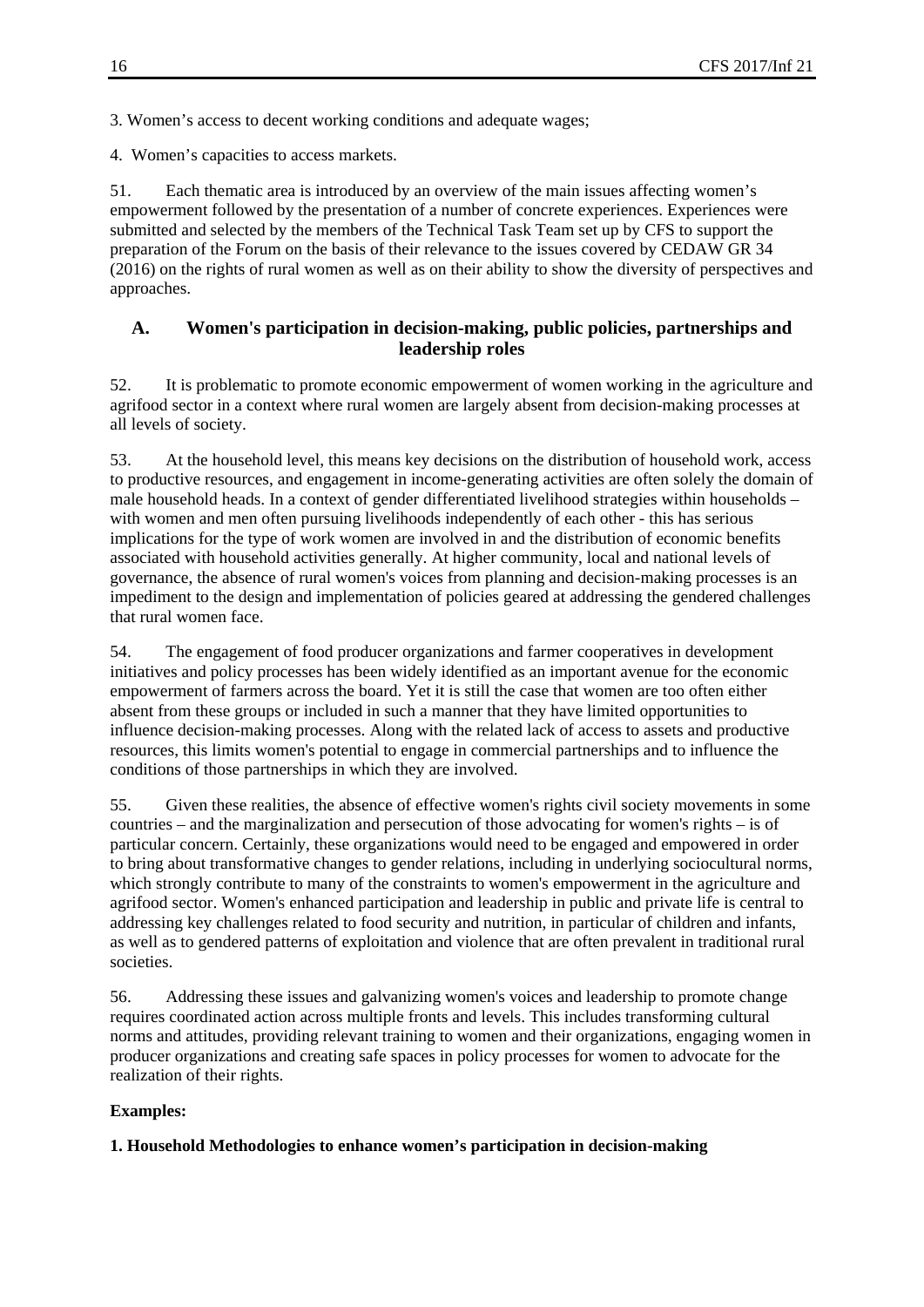3. Women's access to decent working conditions and adequate wages;

4. Women's capacities to access markets.

51. Each thematic area is introduced by an overview of the main issues affecting women's empowerment followed by the presentation of a number of concrete experiences. Experiences were submitted and selected by the members of the Technical Task Team set up by CFS to support the preparation of the Forum on the basis of their relevance to the issues covered by CEDAW GR 34 (2016) on the rights of rural women as well as on their ability to show the diversity of perspectives and approaches.

## A. Women's participation in decision-making, public policies, partnerships and leadership roles

52. It is problematic to promote economic empowerment of women working in the agriculture and agrifood sector in a context where rural women are largely absent from decision-making processes at all levels of society.

53. At the household level, this means key decisions on the distribution of household work, access to productive resources, and engagement in income-generating activities are often solely the domain of male household heads. In a context of gender differentiated livelihood strategies within households – with women and men often pursuing livelihoods independently of each other - this has serious implications for the type of work women are involved in and the distribution of economic benefits associated with household activities generally. At higher community, local and national levels of governance, the absence of rural women's voices from planning and decision-making processes is an impediment to the design and implementation of policies geared at addressing the gendered challenges that rural women face.

54. The engagement of food producer organizations and farmer cooperatives in development initiatives and policy processes has been widely identified as an important avenue for the economic empowerment of farmers across the board. Yet it is still the case that women are too often either absent from these groups or included in such a manner that they have limited opportunities to influence decision-making processes. Along with the related lack of access to assets and productive resources, this limits women's potential to engage in commercial partnerships and to influence the conditions of those partnerships in which they are involved.

55. Given these realities, the absence of effective women's rights civil society movements in some countries – and the marginalization and persecution of those advocating for women's rights – is of particular concern. Certainly, these organizations would need to be engaged and empowered in order to bring about transformative changes to gender relations, including in underlying sociocultural norms, which strongly contribute to many of the constraints to women's empowerment in the agriculture and agrifood sector. Women's enhanced participation and leadership in public and private life is central to addressing key challenges related to food security and nutrition, in particular of children and infants, as well as to gendered patterns of exploitation and violence that are often prevalent in traditional rural societies.

56. Addressing these issues and galvanizing women's voices and leadership to promote change requires coordinated action across multiple fronts and levels. This includes transforming cultural norms and attitudes, providing relevant training to women and their organizations, engaging women in producer organizations and creating safe spaces in policy processes for women to advocate for the realization of their rights.

**Examples:**

**1. Household Methodologies to enhance women's participation in decision-making**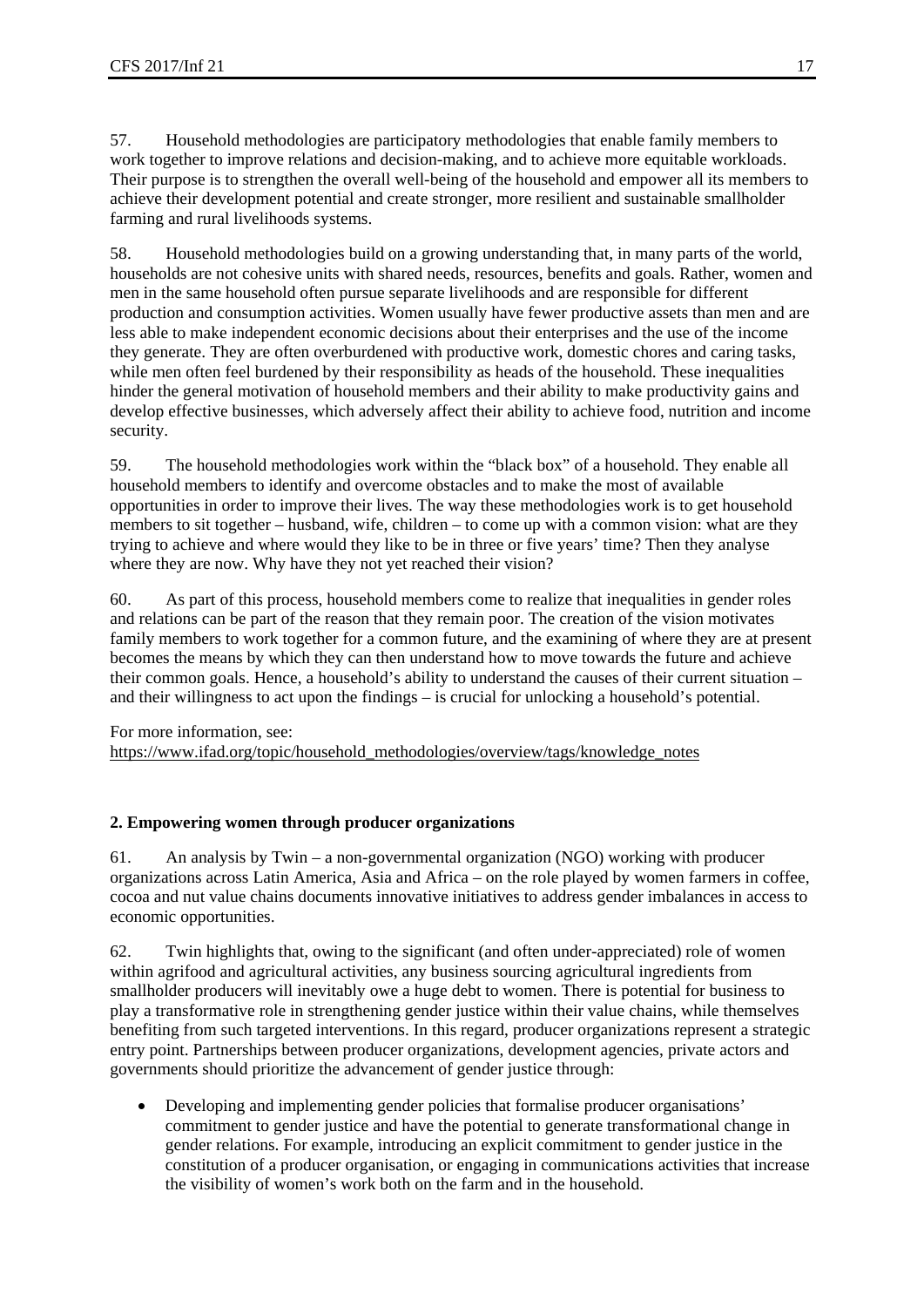57. Household methodologies are participatory methodologies that enable family members to work together to improve relations and decision-making, and to achieve more equitable workloads. Their purpose is to strengthen the overall well-being of the household and empower all its members to achieve their development potential and create stronger, more resilient and sustainable smallholder farming and rural livelihoods systems.

58. Household methodologies build on a growing understanding that, in many parts of the world, households are not cohesive units with shared needs, resources, benefits and goals. Rather, women and men in the same household often pursue separate livelihoods and are responsible for different production and consumption activities. Women usually have fewer productive assets than men and are less able to make independent economic decisions about their enterprises and the use of the income they generate. They are often overburdened with productive work, domestic chores and caring tasks, while men often feel burdened by their responsibility as heads of the household. These inequalities hinder the general motivation of household members and their ability to make productivity gains and develop effective businesses, which adversely affect their ability to achieve food, nutrition and income security.

59. The household methodologies work within the "black box" of a household. They enable all household members to identify and overcome obstacles and to make the most of available opportunities in order to improve their lives. The way these methodologies work is to get household members to sit together – husband, wife, children – to come up with a common vision: what are they trying to achieve and where would they like to be in three or five years' time? Then they analyse where they are now. Why have they not yet reached their vision?

60. As part of this process, household members come to realize that inequalities in gender roles and relations can be part of the reason that they remain poor. The creation of the vision motivates family members to work together for a common future, and the examining of where they are at present becomes the means by which they can then understand how to move towards the future and achieve their common goals. Hence, a household's ability to understand the causes of their current situation – and their willingness to act upon the findings – is crucial for unlocking a household's potential.

For more information, see: https://www.ifad.org/topic/household_methodologies/overview/tags/knowledge_notes

## 2. Empowering women through producer organizations

61. An analysis by Twin – a non-governmental organization (NGO) working with producer organizations across Latin America, Asia and Africa – on the role played by women farmers in coffee, cocoa and nut value chains documents innovative initiatives to address gender imbalances in access to economic opportunities.

62. Twin highlights that, owing to the significant (and often under-appreciated) role of women within agrifood and agricultural activities, any business sourcing agricultural ingredients from smallholder producers will inevitably owe a huge debt to women. There is potential for business to play a transformative role in strengthening gender justice within their value chains, while themselves benefiting from such targeted interventions. In this regard, producer organizations represent a strategic entry point. Partnerships between producer organizations, development agencies, private actors and governments should prioritize the advancement of gender justice through:

- Developing and implementing gender policies that formalise producer organisations' commitment to gender justice and have the potential to generate transformational change in gender relations. For example, introducing an explicit commitment to gender justice in the constitution of a producer organisation, or engaging in communications activities that increase the visibility of women's work both on the farm and in the household.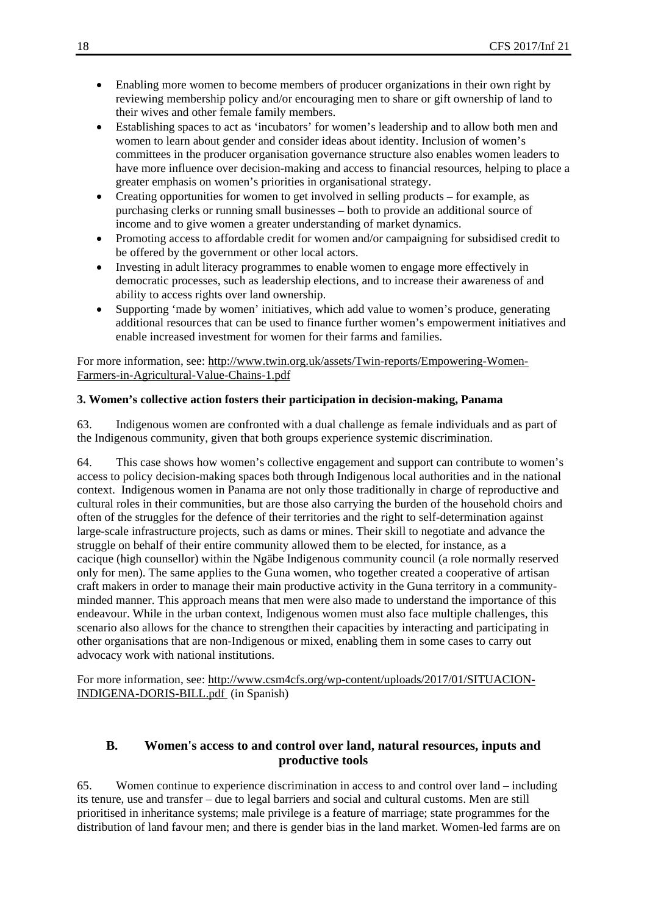- Enabling more women to become members of producer organizations in their own right by reviewing membership policy and/or encouraging men to share or gift ownership of land to their wives and other female family members.
- Establishing spaces to act as 'incubators' for women's leadership and to allow both men and women to learn about gender and consider ideas about identity. Inclusion of women's committees in the producer organisation governance structure also enables women leaders to have more influence over decision-making and access to financial resources, helping to place a greater emphasis on women's priorities in organisational strategy.
- Creating opportunities for women to get involved in selling products – for example, as purchasing clerks or running small businesses – both to provide an additional source of income and to give women a greater understanding of market dynamics.
- Promoting access to affordable credit for women and/or campaigning for subsidised credit to be offered by the government or other local actors.
- Investing in adult literacy programmes to enable women to engage more effectively in democratic processes, such as leadership elections, and to increase their awareness of and ability to access rights over land ownership.
- Supporting 'made by women' initiatives, which add value to women's produce, generating additional resources that can be used to finance further women's empowerment initiatives and enable increased investment for women for their farms and families.

For more information, see: http://www.twin.org.uk/assets/Twin-reports/Empowering-Women-Farmers-in-Agricultural-Value-Chains-1.pdf

**3. Women's collective action fosters their participation in decision-making, Panama**

63. Indigenous women are confronted with a dual challenge as female individuals and as part of the Indigenous community, given that both groups experience systemic discrimination.

64. This case shows how women's collective engagement and support can contribute to women's access to policy decision-making spaces both through Indigenous local authorities and in the national context. Indigenous women in Panama are not only those traditionally in charge of reproductive and cultural roles in their communities, but are those also carrying the burden of the household choirs and often of the struggles for the defence of their territories and the right to self-determination against large-scale infrastructure projects, such as dams or mines. Their skill to negotiate and advance the struggle on behalf of their entire community allowed them to be elected, for instance, as a cacique (high counsellor) within the Ngäbe Indigenous community council (a role normally reserved only for men). The same applies to the Guna women, who together created a cooperative of artisan craft makers in order to manage their main productive activity in the Guna territory in a community-minded manner. This approach means that men were also made to understand the importance of this endeavour. While in the urban context, Indigenous women must also face multiple challenges, this scenario also allows for the chance to strengthen their capacities by interacting and participating in other organisations that are non-Indigenous or mixed, enabling them in some cases to carry out advocacy work with national institutions.

For more information, see: http://www.csm4cfs.org/wp-content/uploads/2017/01/SITUACION-INDIGENA-DORIS-BILL.pdf (in Spanish)

## B. Women's access to and control over land, natural resources, inputs and productive tools

65. Women continue to experience discrimination in access to and control over land – including its tenure, use and transfer – due to legal barriers and social and cultural customs. Men are still prioritised in inheritance systems; male privilege is a feature of marriage; state programmes for the distribution of land favour men; and there is gender bias in the land market. Women-led farms are on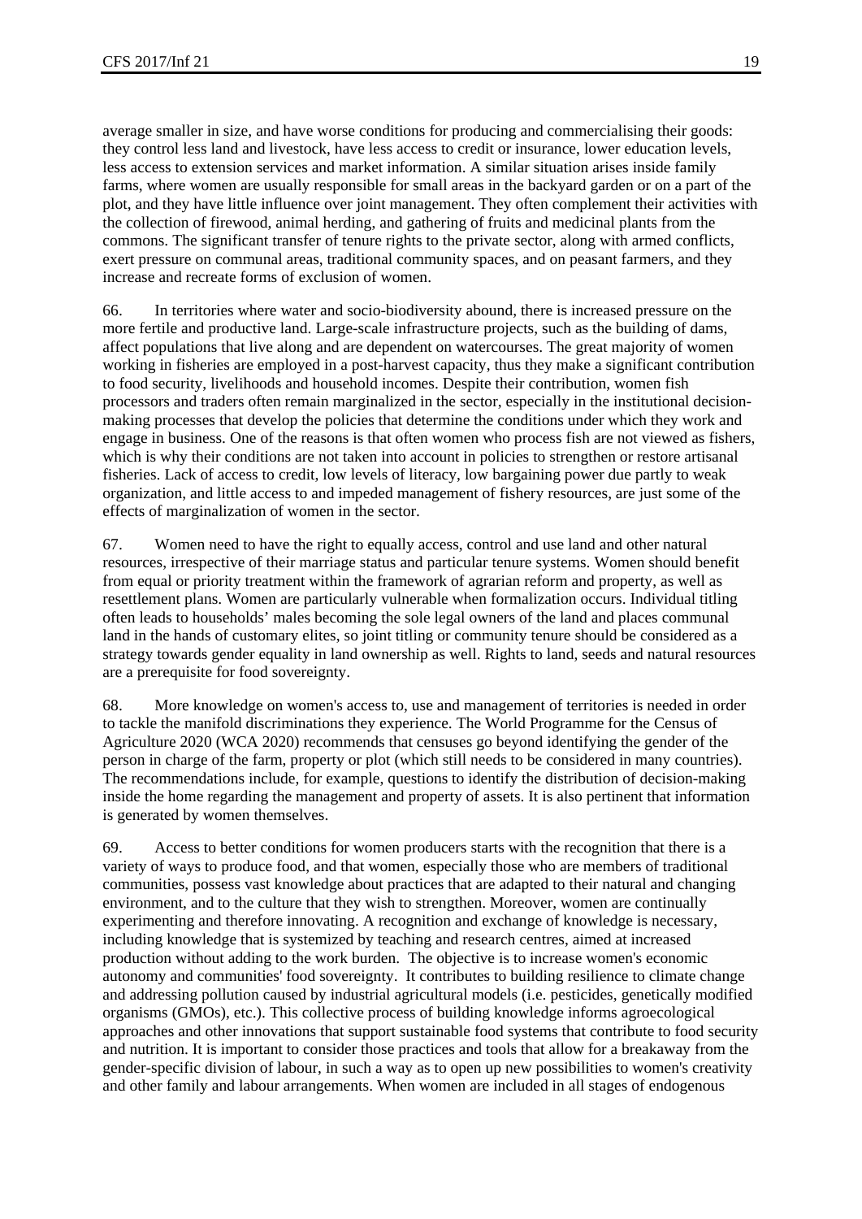average smaller in size, and have worse conditions for producing and commercialising their goods: they control less land and livestock, have less access to credit or insurance, lower education levels, less access to extension services and market information. A similar situation arises inside family farms, where women are usually responsible for small areas in the backyard garden or on a part of the plot, and they have little influence over joint management. They often complement their activities with the collection of firewood, animal herding, and gathering of fruits and medicinal plants from the commons. The significant transfer of tenure rights to the private sector, along with armed conflicts, exert pressure on communal areas, traditional community spaces, and on peasant farmers, and they increase and recreate forms of exclusion of women.

66. In territories where water and socio-biodiversity abound, there is increased pressure on the more fertile and productive land. Large-scale infrastructure projects, such as the building of dams, affect populations that live along and are dependent on watercourses. The great majority of women working in fisheries are employed in a post-harvest capacity, thus they make a significant contribution to food security, livelihoods and household incomes. Despite their contribution, women fish processors and traders often remain marginalized in the sector, especially in the institutional decision-making processes that develop the policies that determine the conditions under which they work and engage in business. One of the reasons is that often women who process fish are not viewed as fishers, which is why their conditions are not taken into account in policies to strengthen or restore artisanal fisheries. Lack of access to credit, low levels of literacy, low bargaining power due partly to weak organization, and little access to and impeded management of fishery resources, are just some of the effects of marginalization of women in the sector.

67. Women need to have the right to equally access, control and use land and other natural resources, irrespective of their marriage status and particular tenure systems. Women should benefit from equal or priority treatment within the framework of agrarian reform and property, as well as resettlement plans. Women are particularly vulnerable when formalization occurs. Individual titling often leads to households' males becoming the sole legal owners of the land and places communal land in the hands of customary elites, so joint titling or community tenure should be considered as a strategy towards gender equality in land ownership as well. Rights to land, seeds and natural resources are a prerequisite for food sovereignty.

68. More knowledge on women's access to, use and management of territories is needed in order to tackle the manifold discriminations they experience. The World Programme for the Census of Agriculture 2020 (WCA 2020) recommends that censuses go beyond identifying the gender of the person in charge of the farm, property or plot (which still needs to be considered in many countries). The recommendations include, for example, questions to identify the distribution of decision-making inside the home regarding the management and property of assets. It is also pertinent that information is generated by women themselves.

69. Access to better conditions for women producers starts with the recognition that there is a variety of ways to produce food, and that women, especially those who are members of traditional communities, possess vast knowledge about practices that are adapted to their natural and changing environment, and to the culture that they wish to strengthen. Moreover, women are continually experimenting and therefore innovating. A recognition and exchange of knowledge is necessary, including knowledge that is systemized by teaching and research centres, aimed at increased production without adding to the work burden. The objective is to increase women's economic autonomy and communities' food sovereignty. It contributes to building resilience to climate change and addressing pollution caused by industrial agricultural models (i.e. pesticides, genetically modified organisms (GMOs), etc.). This collective process of building knowledge informs agroecological approaches and other innovations that support sustainable food systems that contribute to food security and nutrition. It is important to consider those practices and tools that allow for a breakaway from the gender-specific division of labour, in such a way as to open up new possibilities to women's creativity and other family and labour arrangements. When women are included in all stages of endogenous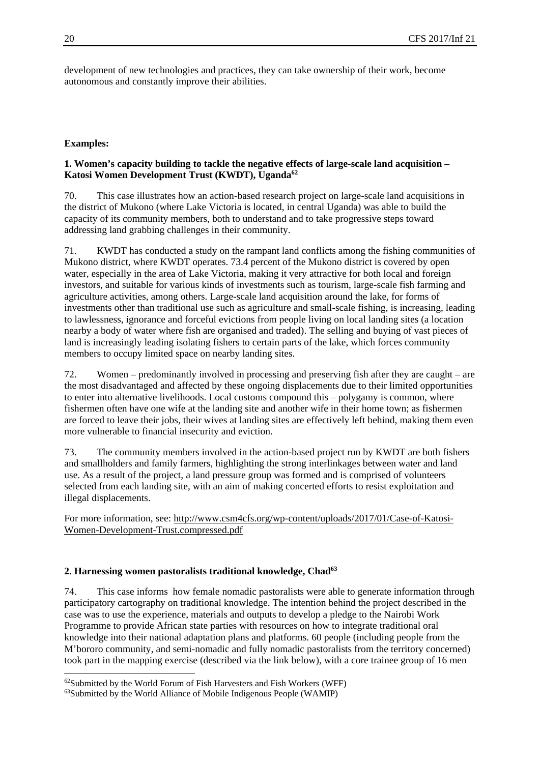development of new technologies and practices, they can take ownership of their work, become autonomous and constantly improve their abilities.

**Examples:**

**1. Women's capacity building to tackle the negative effects of large-scale land acquisition – Katosi Women Development Trust (KWDT), Uganda[62]**

70. This case illustrates how an action-based research project on large-scale land acquisitions in the district of Mukono (where Lake Victoria is located, in central Uganda) was able to build the capacity of its community members, both to understand and to take progressive steps toward addressing land grabbing challenges in their community.

71. KWDT has conducted a study on the rampant land conflicts among the fishing communities of Mukono district, where KWDT operates. 73.4 percent of the Mukono district is covered by open water, especially in the area of Lake Victoria, making it very attractive for both local and foreign investors, and suitable for various kinds of investments such as tourism, large-scale fish farming and agriculture activities, among others. Large-scale land acquisition around the lake, for forms of investments other than traditional use such as agriculture and small-scale fishing, is increasing, leading to lawlessness, ignorance and forceful evictions from people living on local landing sites (a location nearby a body of water where fish are organised and traded). The selling and buying of vast pieces of land is increasingly leading isolating fishers to certain parts of the lake, which forces community members to occupy limited space on nearby landing sites.

72. Women – predominantly involved in processing and preserving fish after they are caught – are the most disadvantaged and affected by these ongoing displacements due to their limited opportunities to enter into alternative livelihoods. Local customs compound this – polygamy is common, where fishermen often have one wife at the landing site and another wife in their home town; as fishermen are forced to leave their jobs, their wives at landing sites are effectively left behind, making them even more vulnerable to financial insecurity and eviction.

73. The community members involved in the action-based project run by KWDT are both fishers and smallholders and family farmers, highlighting the strong interlinkages between water and land use. As a result of the project, a land pressure group was formed and is comprised of volunteers selected from each landing site, with an aim of making concerted efforts to resist exploitation and illegal displacements.

For more information, see: http://www.csm4cfs.org/wp-content/uploads/2017/01/Case-of-Katosi-Women-Development-Trust.compressed.pdf

**2. Harnessing women pastoralists traditional knowledge, Chad[63]**

74. This case informs how female nomadic pastoralists were able to generate information through participatory cartography on traditional knowledge. The intention behind the project described in the case was to use the experience, materials and outputs to develop a pledge to the Nairobi Work Programme to provide African state parties with resources on how to integrate traditional oral knowledge into their national adaptation plans and platforms. 60 people (including people from the M'bororo community, and semi-nomadic and fully nomadic pastoralists from the territory concerned) took part in the mapping exercise (described via the link below), with a core trainee group of 16 men

[62] Submitted by the World Forum of Fish Harvesters and Fish Workers (WFF)

[63] Submitted by the World Alliance of Mobile Indigenous People (WAMIP)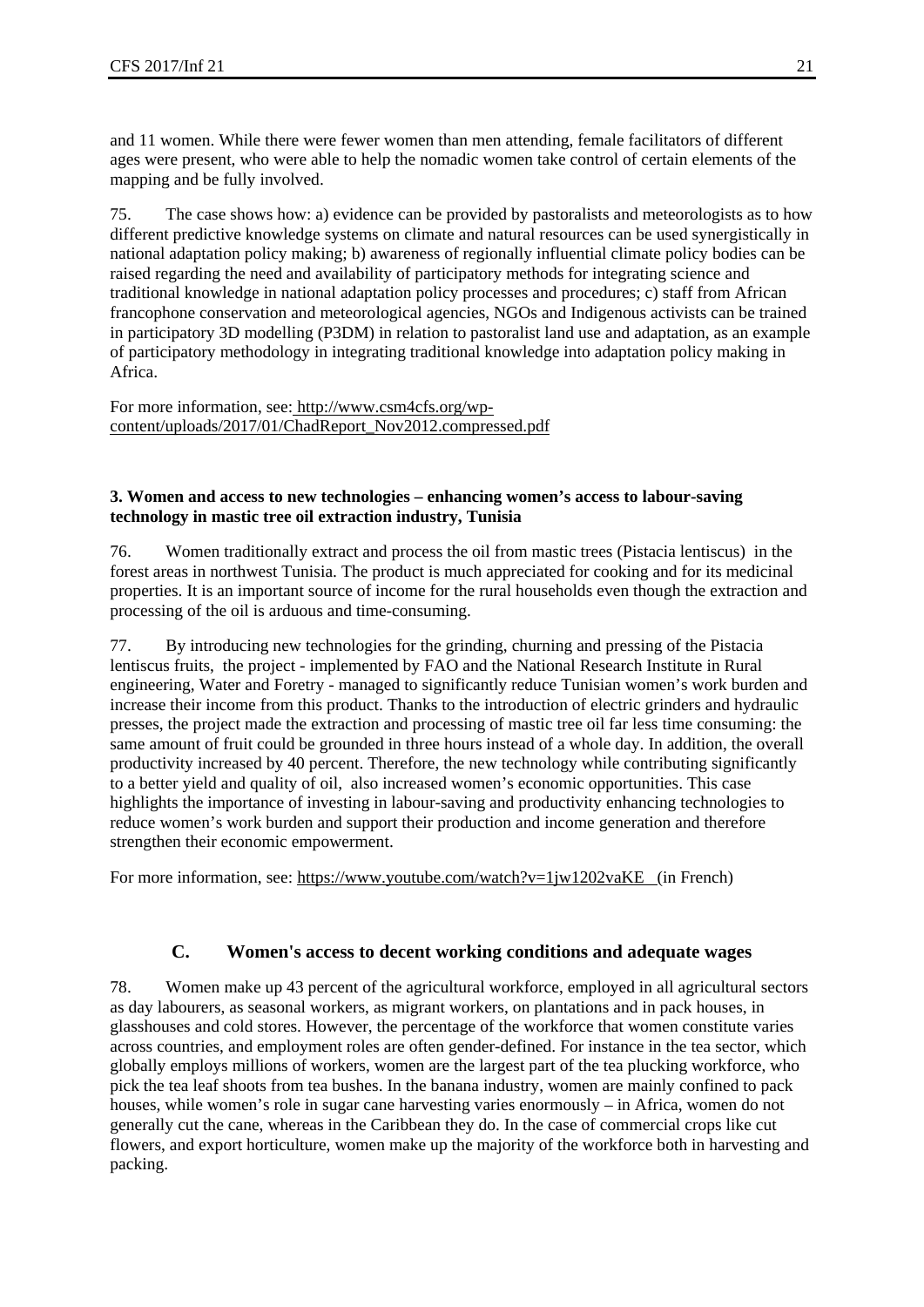and 11 women. While there were fewer women than men attending, female facilitators of different ages were present, who were able to help the nomadic women take control of certain elements of the mapping and be fully involved.

75. The case shows how: a) evidence can be provided by pastoralists and meteorologists as to how different predictive knowledge systems on climate and natural resources can be used synergistically in national adaptation policy making; b) awareness of regionally influential climate policy bodies can be raised regarding the need and availability of participatory methods for integrating science and traditional knowledge in national adaptation policy processes and procedures; c) staff from African francophone conservation and meteorological agencies, NGOs and Indigenous activists can be trained in participatory 3D modelling (P3DM) in relation to pastoralist land use and adaptation, as an example of participatory methodology in integrating traditional knowledge into adaptation policy making in Africa.

For more information, see: http://www.csm4cfs.org/wp-content/uploads/2017/01/ChadReport_Nov2012.compressed.pdf

**3. Women and access to new technologies – enhancing women's access to labour-saving technology in mastic tree oil extraction industry, Tunisia**

76. Women traditionally extract and process the oil from mastic trees (Pistacia lentiscus) in the forest areas in northwest Tunisia. The product is much appreciated for cooking and for its medicinal properties. It is an important source of income for the rural households even though the extraction and processing of the oil is arduous and time-consuming.

77. By introducing new technologies for the grinding, churning and pressing of the Pistacia lentiscus fruits, the project - implemented by FAO and the National Research Institute in Rural engineering, Water and Foretry - managed to significantly reduce Tunisian women's work burden and increase their income from this product. Thanks to the introduction of electric grinders and hydraulic presses, the project made the extraction and processing of mastic tree oil far less time consuming: the same amount of fruit could be grounded in three hours instead of a whole day. In addition, the overall productivity increased by 40 percent. Therefore, the new technology while contributing significantly to a better yield and quality of oil, also increased women's economic opportunities. This case highlights the importance of investing in labour-saving and productivity enhancing technologies to reduce women's work burden and support their production and income generation and therefore strengthen their economic empowerment.

For more information, see: https://www.youtube.com/watch?v=1jw1202vaKE (in French)

## C. Women's access to decent working conditions and adequate wages

78. Women make up 43 percent of the agricultural workforce, employed in all agricultural sectors as day labourers, as seasonal workers, as migrant workers, on plantations and in pack houses, in glasshouses and cold stores. However, the percentage of the workforce that women constitute varies across countries, and employment roles are often gender-defined. For instance in the tea sector, which globally employs millions of workers, women are the largest part of the tea plucking workforce, who pick the tea leaf shoots from tea bushes. In the banana industry, women are mainly confined to pack houses, while women's role in sugar cane harvesting varies enormously – in Africa, women do not generally cut the cane, whereas in the Caribbean they do. In the case of commercial crops like cut flowers, and export horticulture, women make up the majority of the workforce both in harvesting and packing.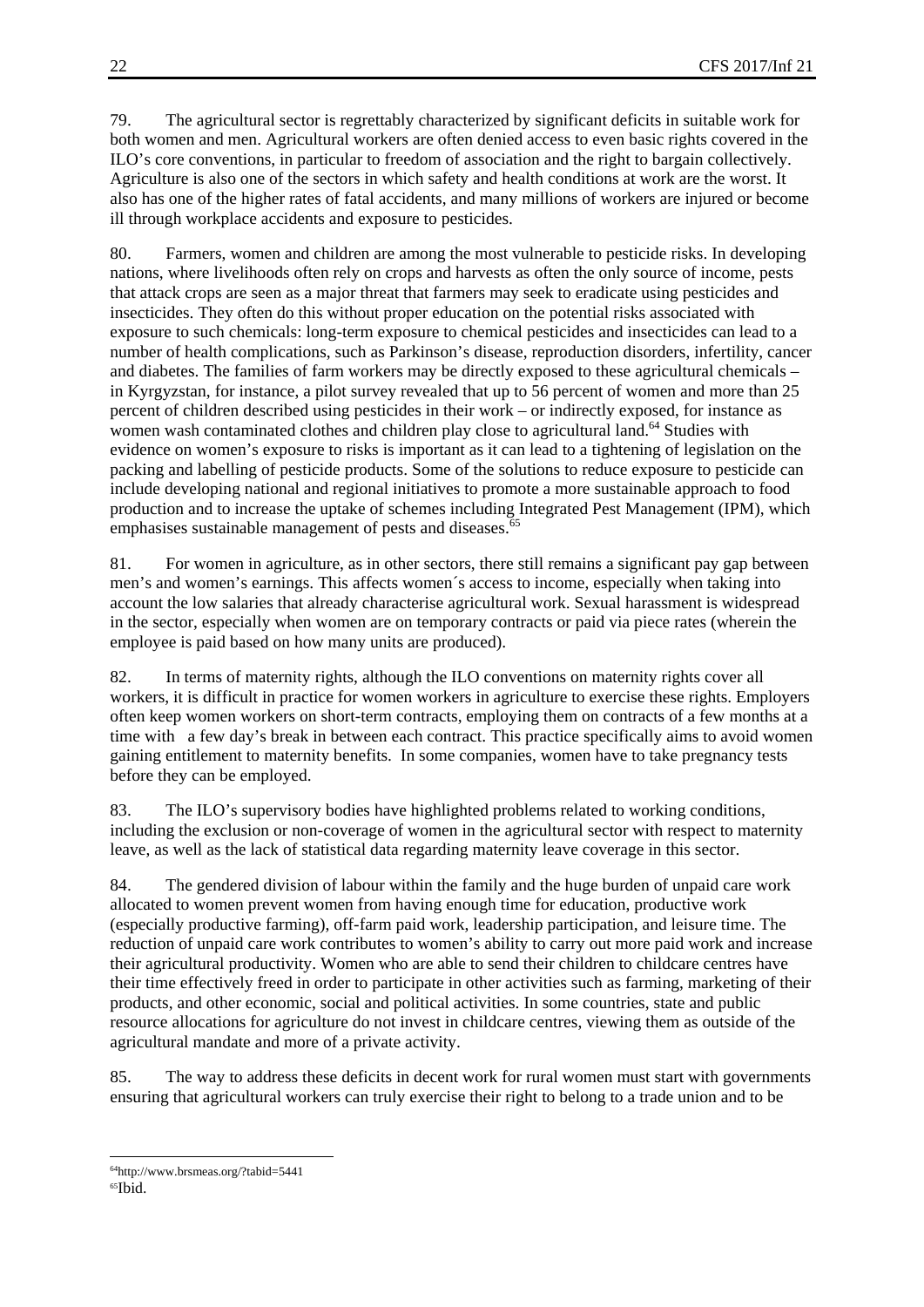79. The agricultural sector is regrettably characterized by significant deficits in suitable work for both women and men. Agricultural workers are often denied access to even basic rights covered in the ILO's core conventions, in particular to freedom of association and the right to bargain collectively. Agriculture is also one of the sectors in which safety and health conditions at work are the worst. It also has one of the higher rates of fatal accidents, and many millions of workers are injured or become ill through workplace accidents and exposure to pesticides.

80. Farmers, women and children are among the most vulnerable to pesticide risks. In developing nations, where livelihoods often rely on crops and harvests as often the only source of income, pests that attack crops are seen as a major threat that farmers may seek to eradicate using pesticides and insecticides. They often do this without proper education on the potential risks associated with exposure to such chemicals: long-term exposure to chemical pesticides and insecticides can lead to a number of health complications, such as Parkinson's disease, reproduction disorders, infertility, cancer and diabetes. The families of farm workers may be directly exposed to these agricultural chemicals – in Kyrgyzstan, for instance, a pilot survey revealed that up to 56 percent of women and more than 25 percent of children described using pesticides in their work – or indirectly exposed, for instance as women wash contaminated clothes and children play close to agricultural land.[64] Studies with evidence on women's exposure to risks is important as it can lead to a tightening of legislation on the packing and labelling of pesticide products. Some of the solutions to reduce exposure to pesticide can include developing national and regional initiatives to promote a more sustainable approach to food production and to increase the uptake of schemes including Integrated Pest Management (IPM), which emphasises sustainable management of pests and diseases.[65]

81. For women in agriculture, as in other sectors, there still remains a significant pay gap between men's and women's earnings. This affects women´s access to income, especially when taking into account the low salaries that already characterise agricultural work. Sexual harassment is widespread in the sector, especially when women are on temporary contracts or paid via piece rates (wherein the employee is paid based on how many units are produced).

82. In terms of maternity rights, although the ILO conventions on maternity rights cover all workers, it is difficult in practice for women workers in agriculture to exercise these rights. Employers often keep women workers on short-term contracts, employing them on contracts of a few months at a time with a few day's break in between each contract. This practice specifically aims to avoid women gaining entitlement to maternity benefits. In some companies, women have to take pregnancy tests before they can be employed.

83. The ILO's supervisory bodies have highlighted problems related to working conditions, including the exclusion or non-coverage of women in the agricultural sector with respect to maternity leave, as well as the lack of statistical data regarding maternity leave coverage in this sector.

84. The gendered division of labour within the family and the huge burden of unpaid care work allocated to women prevent women from having enough time for education, productive work (especially productive farming), off-farm paid work, leadership participation, and leisure time. The reduction of unpaid care work contributes to women's ability to carry out more paid work and increase their agricultural productivity. Women who are able to send their children to childcare centres have their time effectively freed in order to participate in other activities such as farming, marketing of their products, and other economic, social and political activities. In some countries, state and public resource allocations for agriculture do not invest in childcare centres, viewing them as outside of the agricultural mandate and more of a private activity.

85. The way to address these deficits in decent work for rural women must start with governments ensuring that agricultural workers can truly exercise their right to belong to a trade union and to be

---

[64] http://www.brsmeas.org/?tabid=5441

[65] Ibid.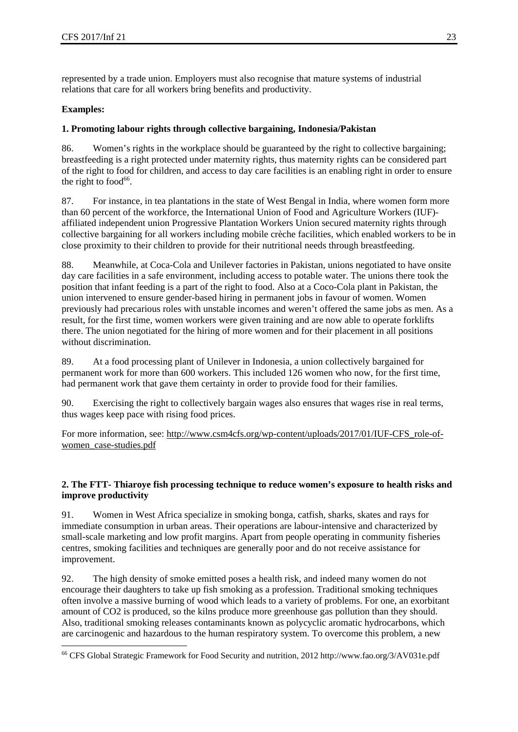represented by a trade union. Employers must also recognise that mature systems of industrial relations that care for all workers bring benefits and productivity.

**Examples:**

**1. Promoting labour rights through collective bargaining, Indonesia/Pakistan**

86. Women's rights in the workplace should be guaranteed by the right to collective bargaining; breastfeeding is a right protected under maternity rights, thus maternity rights can be considered part of the right to food for children, and access to day care facilities is an enabling right in order to ensure the right to food[66].

87. For instance, in tea plantations in the state of West Bengal in India, where women form more than 60 percent of the workforce, the International Union of Food and Agriculture Workers (IUF)-affiliated independent union Progressive Plantation Workers Union secured maternity rights through collective bargaining for all workers including mobile crèche facilities, which enabled workers to be in close proximity to their children to provide for their nutritional needs through breastfeeding.

88. Meanwhile, at Coca-Cola and Unilever factories in Pakistan, unions negotiated to have onsite day care facilities in a safe environment, including access to potable water. The unions there took the position that infant feeding is a part of the right to food. Also at a Coco-Cola plant in Pakistan, the union intervened to ensure gender-based hiring in permanent jobs in favour of women. Women previously had precarious roles with unstable incomes and weren't offered the same jobs as men. As a result, for the first time, women workers were given training and are now able to operate forklifts there. The union negotiated for the hiring of more women and for their placement in all positions without discrimination.

89. At a food processing plant of Unilever in Indonesia, a union collectively bargained for permanent work for more than 600 workers. This included 126 women who now, for the first time, had permanent work that gave them certainty in order to provide food for their families.

90. Exercising the right to collectively bargain wages also ensures that wages rise in real terms, thus wages keep pace with rising food prices.

For more information, see: http://www.csm4cfs.org/wp-content/uploads/2017/01/IUF-CFS_role-of-women_case-studies.pdf

**2. The FTT- Thiaroye fish processing technique to reduce women's exposure to health risks and improve productivity**

91. Women in West Africa specialize in smoking bonga, catfish, sharks, skates and rays for immediate consumption in urban areas. Their operations are labour-intensive and characterized by small-scale marketing and low profit margins. Apart from people operating in community fisheries centres, smoking facilities and techniques are generally poor and do not receive assistance for improvement.

92. The high density of smoke emitted poses a health risk, and indeed many women do not encourage their daughters to take up fish smoking as a profession. Traditional smoking techniques often involve a massive burning of wood which leads to a variety of problems. For one, an exorbitant amount of $CO_2$ is produced, so the kilns produce more greenhouse gas pollution than they should. Also, traditional smoking releases contaminants known as polycyclic aromatic hydrocarbons, which are carcinogenic and hazardous to the human respiratory system. To overcome this problem, a new

[66] CFS Global Strategic Framework for Food Security and nutrition, 2012 http://www.fao.org/3/AV031e.pdf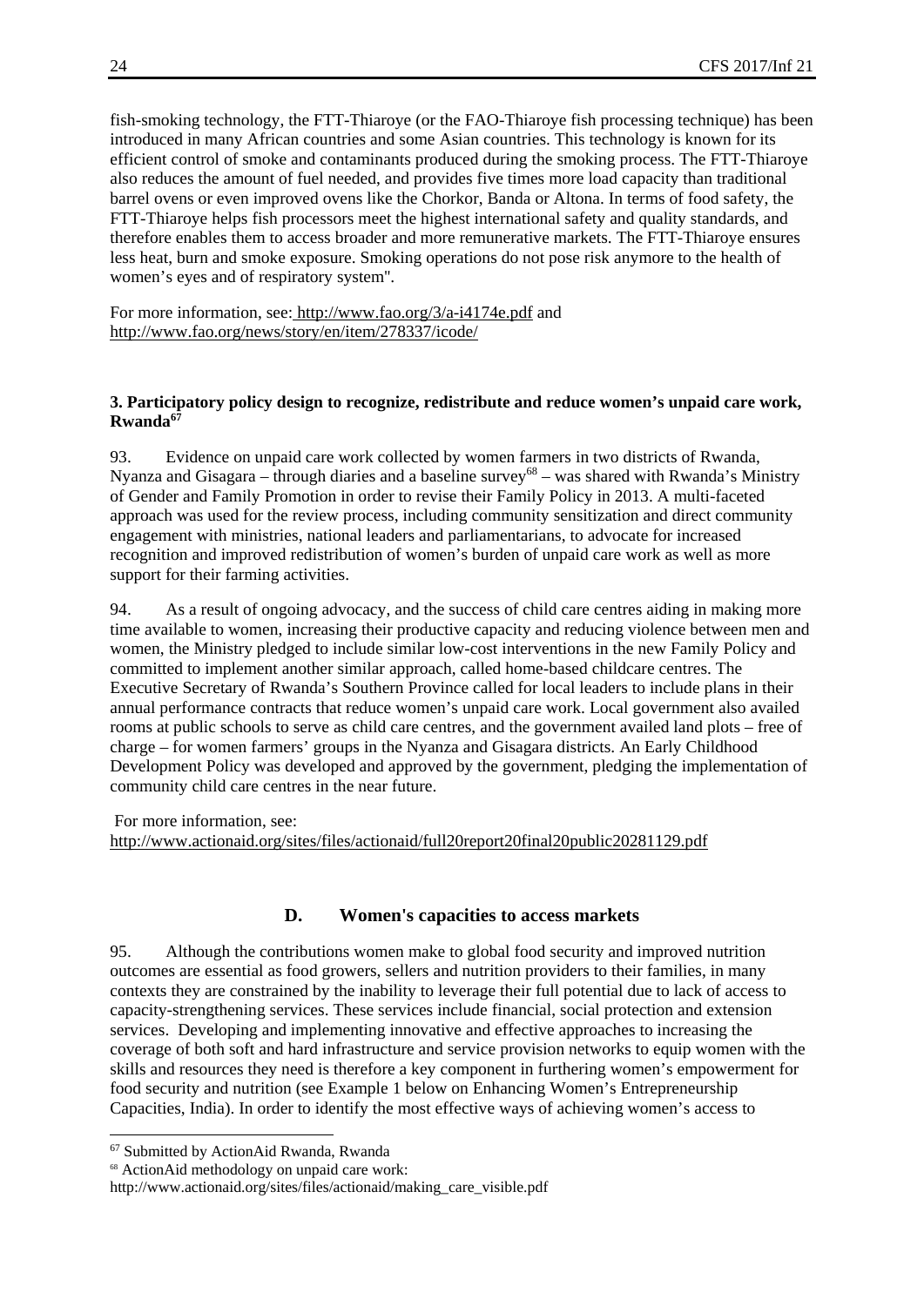fish-smoking technology, the FTT-Thiaroye (or the FAO-Thiaroye fish processing technique) has been introduced in many African countries and some Asian countries. This technology is known for its efficient control of smoke and contaminants produced during the smoking process. The FTT-Thiaroye also reduces the amount of fuel needed, and provides five times more load capacity than traditional barrel ovens or even improved ovens like the Chorkor, Banda or Altona. In terms of food safety, the FTT-Thiaroye helps fish processors meet the highest international safety and quality standards, and therefore enables them to access broader and more remunerative markets. The FTT-Thiaroye ensures less heat, burn and smoke exposure. Smoking operations do not pose risk anymore to the health of women's eyes and of respiratory system".

For more information, see: http://www.fao.org/3/a-i4174e.pdf and http://www.fao.org/news/story/en/item/278337/icode/

**3. Participatory policy design to recognize, redistribute and reduce women's unpaid care work, Rwanda[67]**

93. Evidence on unpaid care work collected by women farmers in two districts of Rwanda, Nyanza and Gisagara – through diaries and a baseline survey[68] – was shared with Rwanda's Ministry of Gender and Family Promotion in order to revise their Family Policy in 2013. A multi-faceted approach was used for the review process, including community sensitization and direct community engagement with ministries, national leaders and parliamentarians, to advocate for increased recognition and improved redistribution of women's burden of unpaid care work as well as more support for their farming activities.

94. As a result of ongoing advocacy, and the success of child care centres aiding in making more time available to women, increasing their productive capacity and reducing violence between men and women, the Ministry pledged to include similar low-cost interventions in the new Family Policy and committed to implement another similar approach, called home-based childcare centres. The Executive Secretary of Rwanda's Southern Province called for local leaders to include plans in their annual performance contracts that reduce women's unpaid care work. Local government also availed rooms at public schools to serve as child care centres, and the government availed land plots – free of charge – for women farmers' groups in the Nyanza and Gisagara districts. An Early Childhood Development Policy was developed and approved by the government, pledging the implementation of community child care centres in the near future.

For more information, see: http://www.actionaid.org/sites/files/actionaid/full20report20final20public20281129.pdf

## D. Women's capacities to access markets

95. Although the contributions women make to global food security and improved nutrition outcomes are essential as food growers, sellers and nutrition providers to their families, in many contexts they are constrained by the inability to leverage their full potential due to lack of access to capacity-strengthening services. These services include financial, social protection and extension services. Developing and implementing innovative and effective approaches to increasing the coverage of both soft and hard infrastructure and service provision networks to equip women with the skills and resources they need is therefore a key component in furthering women's empowerment for food security and nutrition (see Example 1 below on Enhancing Women's Entrepreneurship Capacities, India). In order to identify the most effective ways of achieving women's access to

---

[67] Submitted by ActionAid Rwanda, Rwanda

[68] ActionAid methodology on unpaid care work: http://www.actionaid.org/sites/files/actionaid/making_care_visible.pdf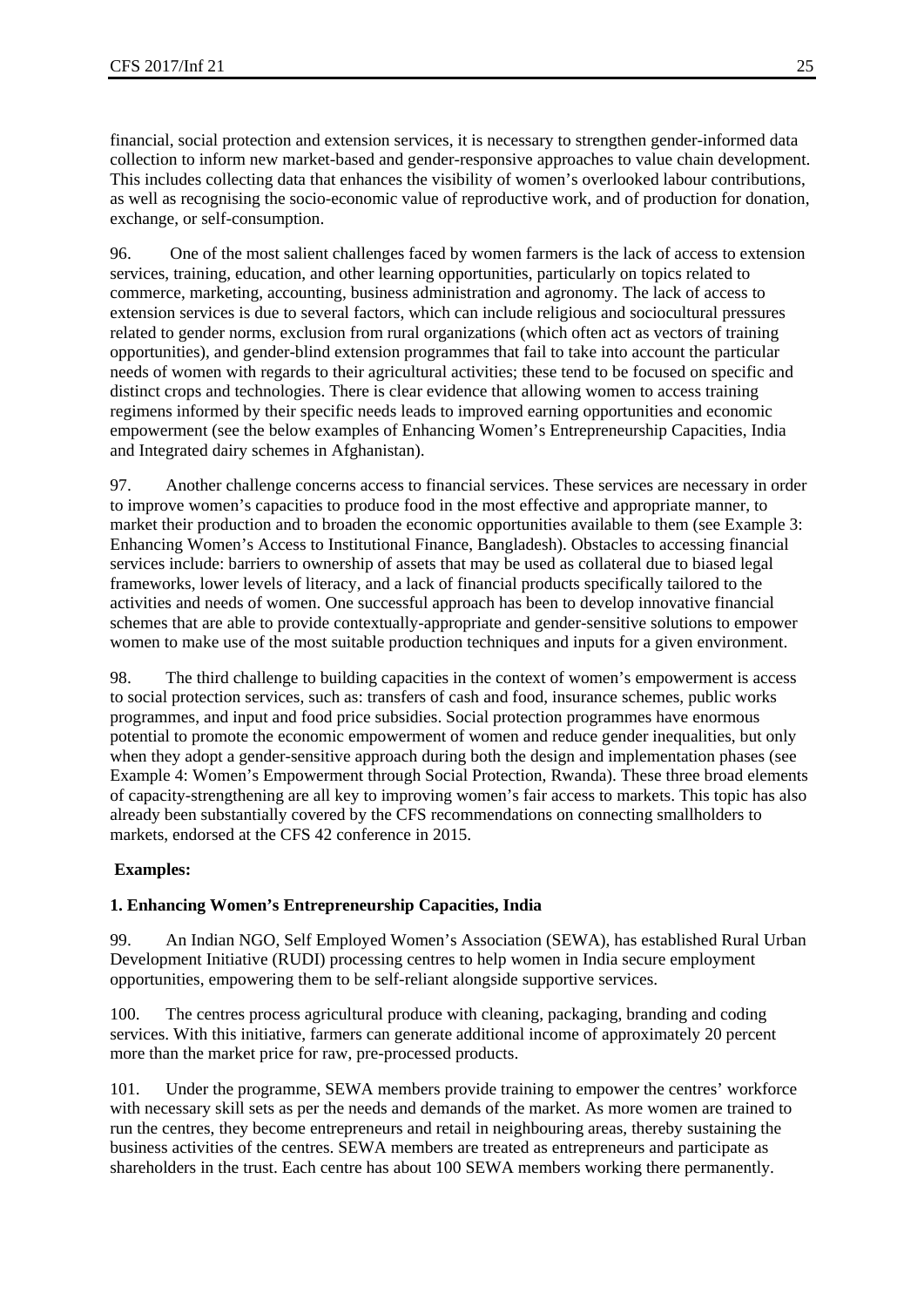financial, social protection and extension services, it is necessary to strengthen gender-informed data collection to inform new market-based and gender-responsive approaches to value chain development. This includes collecting data that enhances the visibility of women's overlooked labour contributions, as well as recognising the socio-economic value of reproductive work, and of production for donation, exchange, or self-consumption.

96. One of the most salient challenges faced by women farmers is the lack of access to extension services, training, education, and other learning opportunities, particularly on topics related to commerce, marketing, accounting, business administration and agronomy. The lack of access to extension services is due to several factors, which can include religious and sociocultural pressures related to gender norms, exclusion from rural organizations (which often act as vectors of training opportunities), and gender-blind extension programmes that fail to take into account the particular needs of women with regards to their agricultural activities; these tend to be focused on specific and distinct crops and technologies. There is clear evidence that allowing women to access training regimens informed by their specific needs leads to improved earning opportunities and economic empowerment (see the below examples of Enhancing Women's Entrepreneurship Capacities, India and Integrated dairy schemes in Afghanistan).

97. Another challenge concerns access to financial services. These services are necessary in order to improve women's capacities to produce food in the most effective and appropriate manner, to market their production and to broaden the economic opportunities available to them (see Example 3: Enhancing Women's Access to Institutional Finance, Bangladesh). Obstacles to accessing financial services include: barriers to ownership of assets that may be used as collateral due to biased legal frameworks, lower levels of literacy, and a lack of financial products specifically tailored to the activities and needs of women. One successful approach has been to develop innovative financial schemes that are able to provide contextually-appropriate and gender-sensitive solutions to empower women to make use of the most suitable production techniques and inputs for a given environment.

98. The third challenge to building capacities in the context of women's empowerment is access to social protection services, such as: transfers of cash and food, insurance schemes, public works programmes, and input and food price subsidies. Social protection programmes have enormous potential to promote the economic empowerment of women and reduce gender inequalities, but only when they adopt a gender-sensitive approach during both the design and implementation phases (see Example 4: Women's Empowerment through Social Protection, Rwanda). These three broad elements of capacity-strengthening are all key to improving women's fair access to markets. This topic has also already been substantially covered by the CFS recommendations on connecting smallholders to markets, endorsed at the CFS 42 conference in 2015.

**Examples:**

**1. Enhancing Women's Entrepreneurship Capacities, India**

99. An Indian NGO, Self Employed Women's Association (SEWA), has established Rural Urban Development Initiative (RUDI) processing centres to help women in India secure employment opportunities, empowering them to be self-reliant alongside supportive services.

100. The centres process agricultural produce with cleaning, packaging, branding and coding services. With this initiative, farmers can generate additional income of approximately 20 percent more than the market price for raw, pre-processed products.

101. Under the programme, SEWA members provide training to empower the centres' workforce with necessary skill sets as per the needs and demands of the market. As more women are trained to run the centres, they become entrepreneurs and retail in neighbouring areas, thereby sustaining the business activities of the centres. SEWA members are treated as entrepreneurs and participate as shareholders in the trust. Each centre has about 100 SEWA members working there permanently.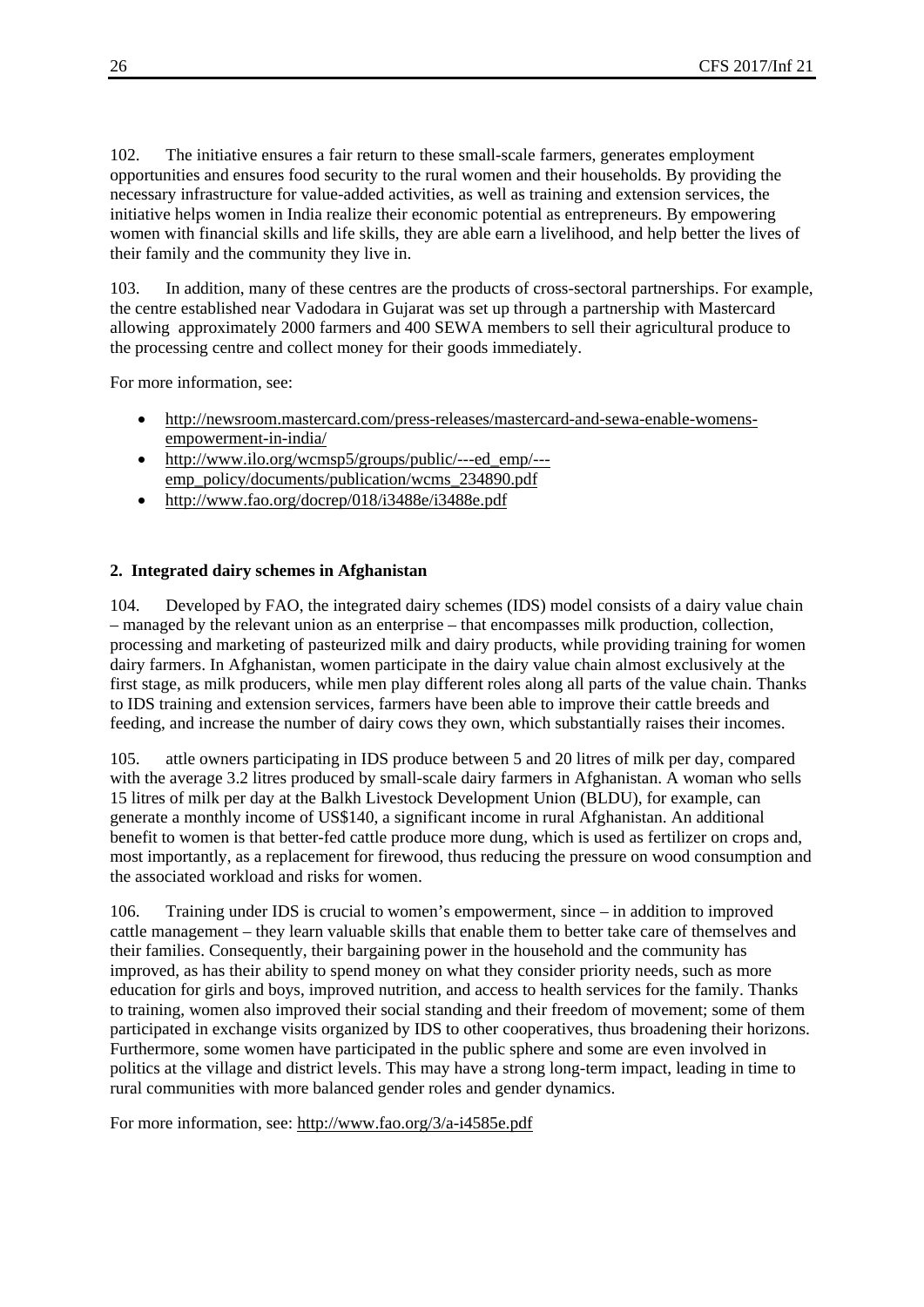102. The initiative ensures a fair return to these small-scale farmers, generates employment opportunities and ensures food security to the rural women and their households. By providing the necessary infrastructure for value-added activities, as well as training and extension services, the initiative helps women in India realize their economic potential as entrepreneurs. By empowering women with financial skills and life skills, they are able earn a livelihood, and help better the lives of their family and the community they live in.

103. In addition, many of these centres are the products of cross-sectoral partnerships. For example, the centre established near Vadodara in Gujarat was set up through a partnership with Mastercard allowing approximately 2000 farmers and 400 SEWA members to sell their agricultural produce to the processing centre and collect money for their goods immediately.

For more information, see:

- http://newsroom.mastercard.com/press-releases/mastercard-and-sewa-enable-womens-empowerment-in-india/
- http://www.ilo.org/wcmsp5/groups/public/---ed_emp/---emp_policy/documents/publication/wcms_234890.pdf
- http://www.fao.org/docrep/018/i3488e/i3488e.pdf

**2. Integrated dairy schemes in Afghanistan**

104. Developed by FAO, the integrated dairy schemes (IDS) model consists of a dairy value chain – managed by the relevant union as an enterprise – that encompasses milk production, collection, processing and marketing of pasteurized milk and dairy products, while providing training for women dairy farmers. In Afghanistan, women participate in the dairy value chain almost exclusively at the first stage, as milk producers, while men play different roles along all parts of the value chain. Thanks to IDS training and extension services, farmers have been able to improve their cattle breeds and feeding, and increase the number of dairy cows they own, which substantially raises their incomes.

105. attle owners participating in IDS produce between 5 and 20 litres of milk per day, compared with the average 3.2 litres produced by small-scale dairy farmers in Afghanistan. A woman who sells 15 litres of milk per day at the Balkh Livestock Development Union (BLDU), for example, can generate a monthly income of US$140, a significant income in rural Afghanistan. An additional benefit to women is that better-fed cattle produce more dung, which is used as fertilizer on crops and, most importantly, as a replacement for firewood, thus reducing the pressure on wood consumption and the associated workload and risks for women.

106. Training under IDS is crucial to women's empowerment, since – in addition to improved cattle management – they learn valuable skills that enable them to better take care of themselves and their families. Consequently, their bargaining power in the household and the community has improved, as has their ability to spend money on what they consider priority needs, such as more education for girls and boys, improved nutrition, and access to health services for the family. Thanks to training, women also improved their social standing and their freedom of movement; some of them participated in exchange visits organized by IDS to other cooperatives, thus broadening their horizons. Furthermore, some women have participated in the public sphere and some are even involved in politics at the village and district levels. This may have a strong long-term impact, leading in time to rural communities with more balanced gender roles and gender dynamics.

For more information, see: http://www.fao.org/3/a-i4585e.pdf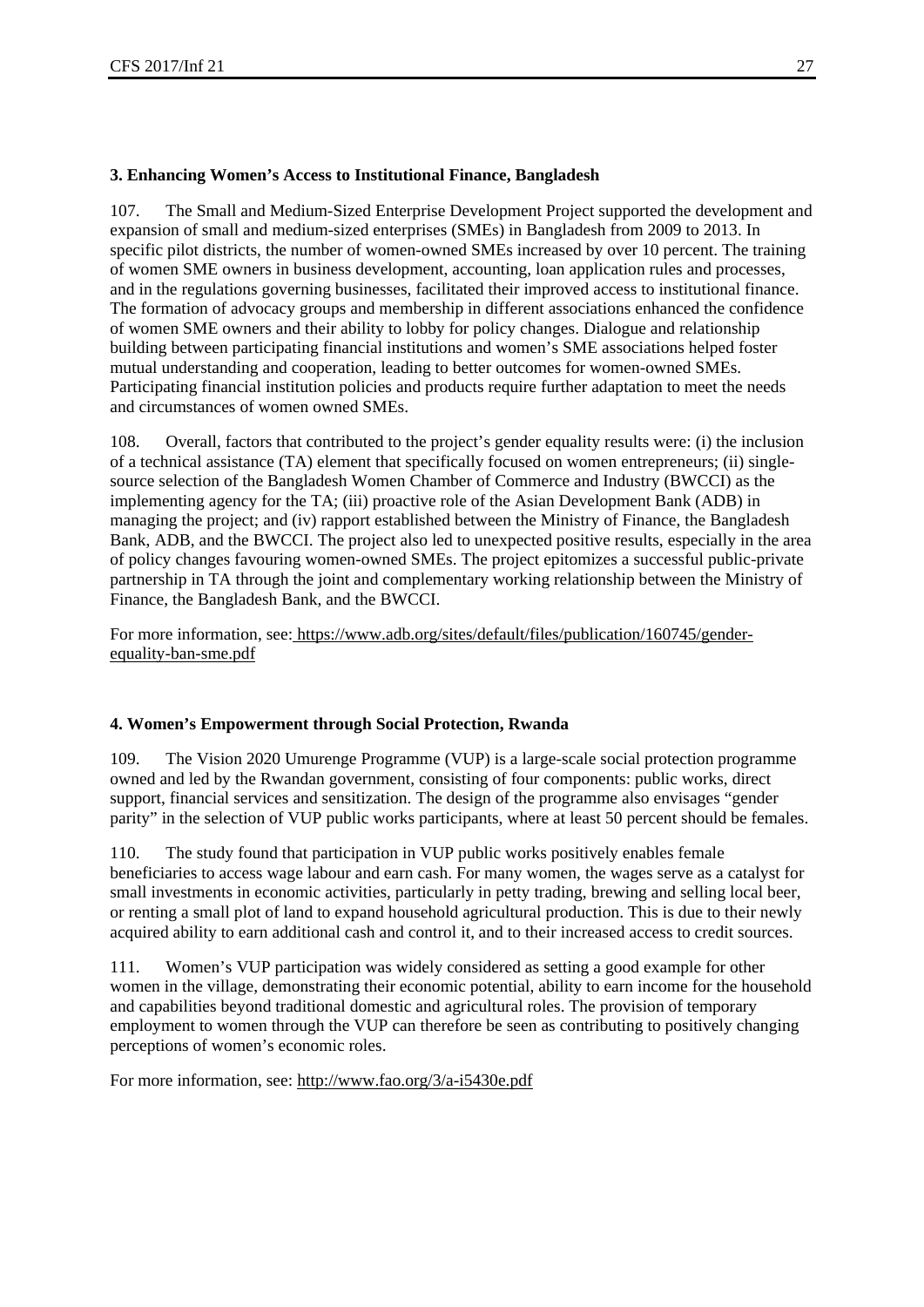### 3. Enhancing Women's Access to Institutional Finance, Bangladesh

107. The Small and Medium-Sized Enterprise Development Project supported the development and expansion of small and medium-sized enterprises (SMEs) in Bangladesh from 2009 to 2013. In specific pilot districts, the number of women-owned SMEs increased by over 10 percent. The training of women SME owners in business development, accounting, loan application rules and processes, and in the regulations governing businesses, facilitated their improved access to institutional finance. The formation of advocacy groups and membership in different associations enhanced the confidence of women SME owners and their ability to lobby for policy changes. Dialogue and relationship building between participating financial institutions and women's SME associations helped foster mutual understanding and cooperation, leading to better outcomes for women-owned SMEs. Participating financial institution policies and products require further adaptation to meet the needs and circumstances of women owned SMEs.

108. Overall, factors that contributed to the project's gender equality results were: (i) the inclusion of a technical assistance (TA) element that specifically focused on women entrepreneurs; (ii) single-source selection of the Bangladesh Women Chamber of Commerce and Industry (BWCCI) as the implementing agency for the TA; (iii) proactive role of the Asian Development Bank (ADB) in managing the project; and (iv) rapport established between the Ministry of Finance, the Bangladesh Bank, ADB, and the BWCCI. The project also led to unexpected positive results, especially in the area of policy changes favouring women-owned SMEs. The project epitomizes a successful public-private partnership in TA through the joint and complementary working relationship between the Ministry of Finance, the Bangladesh Bank, and the BWCCI.

For more information, see: https://www.adb.org/sites/default/files/publication/160745/gender-equality-ban-sme.pdf

### 4. Women's Empowerment through Social Protection, Rwanda

109. The Vision 2020 Umurenge Programme (VUP) is a large-scale social protection programme owned and led by the Rwandan government, consisting of four components: public works, direct support, financial services and sensitization. The design of the programme also envisages "gender parity" in the selection of VUP public works participants, where at least 50 percent should be females.

110. The study found that participation in VUP public works positively enables female beneficiaries to access wage labour and earn cash. For many women, the wages serve as a catalyst for small investments in economic activities, particularly in petty trading, brewing and selling local beer, or renting a small plot of land to expand household agricultural production. This is due to their newly acquired ability to earn additional cash and control it, and to their increased access to credit sources.

111. Women's VUP participation was widely considered as setting a good example for other women in the village, demonstrating their economic potential, ability to earn income for the household and capabilities beyond traditional domestic and agricultural roles. The provision of temporary employment to women through the VUP can therefore be seen as contributing to positively changing perceptions of women's economic roles.

For more information, see: http://www.fao.org/3/a-i5430e.pdf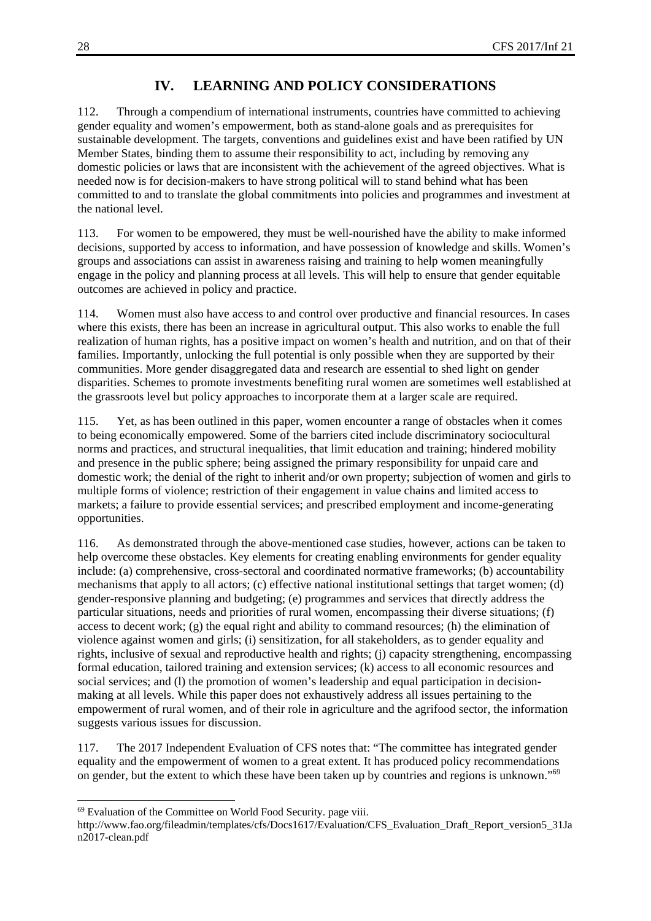## IV. LEARNING AND POLICY CONSIDERATIONS

112. Through a compendium of international instruments, countries have committed to achieving gender equality and women's empowerment, both as stand-alone goals and as prerequisites for sustainable development. The targets, conventions and guidelines exist and have been ratified by UN Member States, binding them to assume their responsibility to act, including by removing any domestic policies or laws that are inconsistent with the achievement of the agreed objectives. What is needed now is for decision-makers to have strong political will to stand behind what has been committed to and to translate the global commitments into policies and programmes and investment at the national level.

113. For women to be empowered, they must be well-nourished have the ability to make informed decisions, supported by access to information, and have possession of knowledge and skills. Women's groups and associations can assist in awareness raising and training to help women meaningfully engage in the policy and planning process at all levels. This will help to ensure that gender equitable outcomes are achieved in policy and practice.

114. Women must also have access to and control over productive and financial resources. In cases where this exists, there has been an increase in agricultural output. This also works to enable the full realization of human rights, has a positive impact on women's health and nutrition, and on that of their families. Importantly, unlocking the full potential is only possible when they are supported by their communities. More gender disaggregated data and research are essential to shed light on gender disparities. Schemes to promote investments benefiting rural women are sometimes well established at the grassroots level but policy approaches to incorporate them at a larger scale are required.

115. Yet, as has been outlined in this paper, women encounter a range of obstacles when it comes to being economically empowered. Some of the barriers cited include discriminatory sociocultural norms and practices, and structural inequalities, that limit education and training; hindered mobility and presence in the public sphere; being assigned the primary responsibility for unpaid care and domestic work; the denial of the right to inherit and/or own property; subjection of women and girls to multiple forms of violence; restriction of their engagement in value chains and limited access to markets; a failure to provide essential services; and prescribed employment and income-generating opportunities.

116. As demonstrated through the above-mentioned case studies, however, actions can be taken to help overcome these obstacles. Key elements for creating enabling environments for gender equality include: (a) comprehensive, cross-sectoral and coordinated normative frameworks; (b) accountability mechanisms that apply to all actors; (c) effective national institutional settings that target women; (d) gender-responsive planning and budgeting; (e) programmes and services that directly address the particular situations, needs and priorities of rural women, encompassing their diverse situations; (f) access to decent work; (g) the equal right and ability to command resources; (h) the elimination of violence against women and girls; (i) sensitization, for all stakeholders, as to gender equality and rights, inclusive of sexual and reproductive health and rights; (j) capacity strengthening, encompassing formal education, tailored training and extension services; (k) access to all economic resources and social services; and (l) the promotion of women's leadership and equal participation in decision-making at all levels. While this paper does not exhaustively address all issues pertaining to the empowerment of rural women, and of their role in agriculture and the agrifood sector, the information suggests various issues for discussion.

117. The 2017 Independent Evaluation of CFS notes that: "The committee has integrated gender equality and the empowerment of women to a great extent. It has produced policy recommendations on gender, but the extent to which these have been taken up by countries and regions is unknown."[69]

---

[69] Evaluation of the Committee on World Food Security. page viii.
http://www.fao.org/fileadmin/templates/cfs/Docs1617/Evaluation/CFS_Evaluation_Draft_Report_version5_31Jan2017-clean.pdf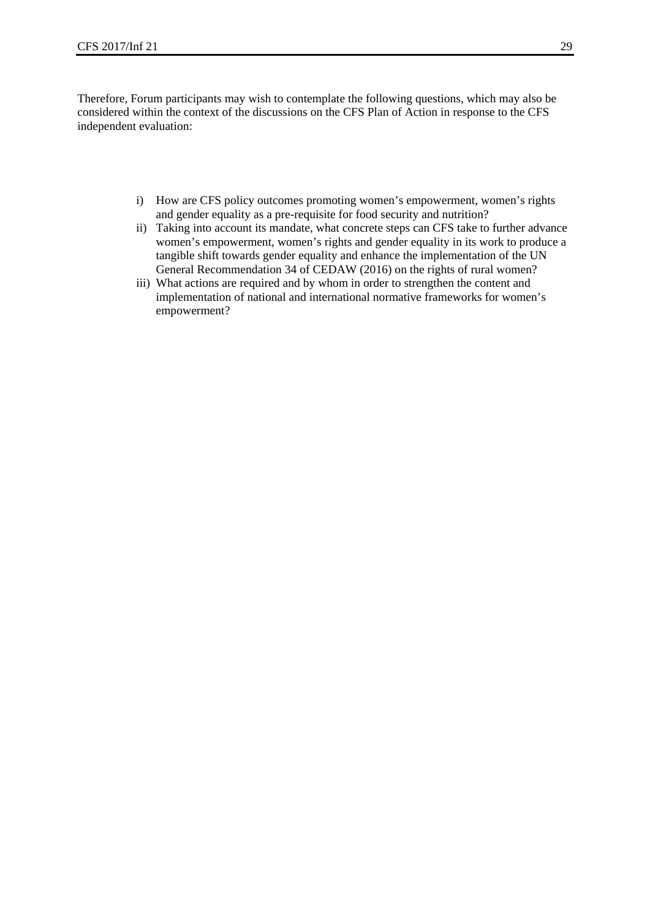Therefore, Forum participants may wish to contemplate the following questions, which may also be considered within the context of the discussions on the CFS Plan of Action in response to the CFS independent evaluation:

i) How are CFS policy outcomes promoting women's empowerment, women's rights and gender equality as a pre-requisite for food security and nutrition?

ii) Taking into account its mandate, what concrete steps can CFS take to further advance women's empowerment, women's rights and gender equality in its work to produce a tangible shift towards gender equality and enhance the implementation of the UN General Recommendation 34 of CEDAW (2016) on the rights of rural women?

iii) What actions are required and by whom in order to strengthen the content and implementation of national and international normative frameworks for women's empowerment?